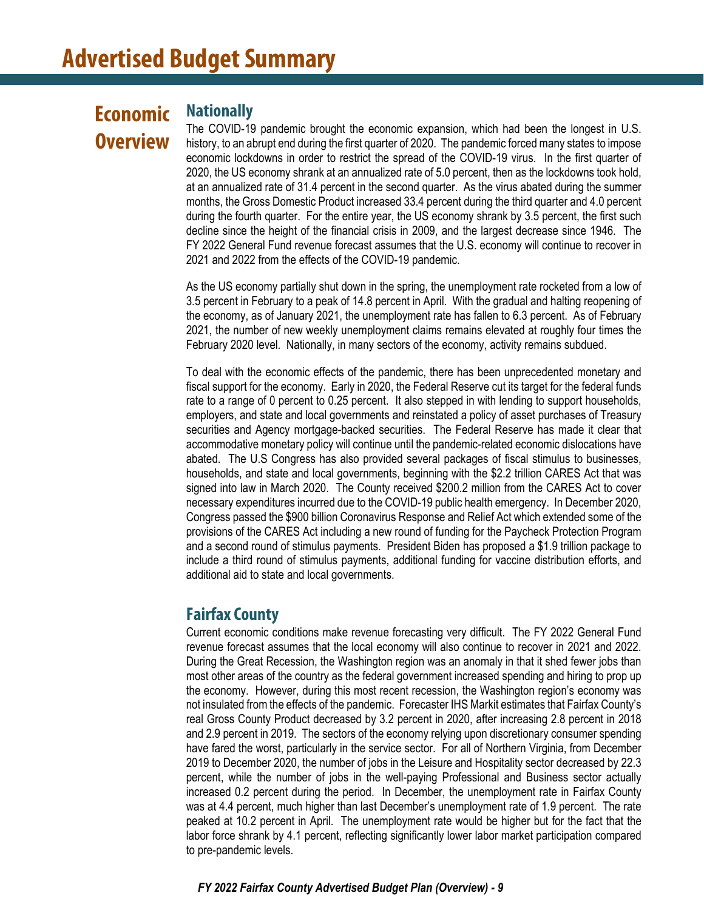# Advertised Budget Summary

## Economic Overview

### Nationally

The COVID-19 pandemic brought the economic expansion, which had been the longest in U.S. history, to an abrupt end during the first quarter of 2020. The pandemic forced many states to impose economic lockdowns in order to restrict the spread of the COVID-19 virus. In the first quarter of 2020, the US economy shrank at an annualized rate of 5.0 percent, then as the lockdowns took hold, at an annualized rate of 31.4 percent in the second quarter. As the virus abated during the summer months, the Gross Domestic Product increased 33.4 percent during the third quarter and 4.0 percent during the fourth quarter. For the entire year, the US economy shrank by 3.5 percent, the first such decline since the height of the financial crisis in 2009, and the largest decrease since 1946. The FY 2022 General Fund revenue forecast assumes that the U.S. economy will continue to recover in 2021 and 2022 from the effects of the COVID-19 pandemic.

As the US economy partially shut down in the spring, the unemployment rate rocketed from a low of 3.5 percent in February to a peak of 14.8 percent in April. With the gradual and halting reopening of the economy, as of January 2021, the unemployment rate has fallen to 6.3 percent. As of February 2021, the number of new weekly unemployment claims remains elevated at roughly four times the February 2020 level. Nationally, in many sectors of the economy, activity remains subdued.

To deal with the economic effects of the pandemic, there has been unprecedented monetary and fiscal support for the economy. Early in 2020, the Federal Reserve cut its target for the federal funds rate to a range of 0 percent to 0.25 percent. It also stepped in with lending to support households, employers, and state and local governments and reinstated a policy of asset purchases of Treasury securities and Agency mortgage-backed securities. The Federal Reserve has made it clear that accommodative monetary policy will continue until the pandemic-related economic dislocations have abated. The U.S Congress has also provided several packages of fiscal stimulus to businesses, households, and state and local governments, beginning with the $2.2 trillion CARES Act that was signed into law in March 2020. The County received $200.2 million from the CARES Act to cover necessary expenditures incurred due to the COVID-19 public health emergency. In December 2020, Congress passed the $900 billion Coronavirus Response and Relief Act which extended some of the provisions of the CARES Act including a new round of funding for the Paycheck Protection Program and a second round of stimulus payments. President Biden has proposed a $1.9 trillion package to include a third round of stimulus payments, additional funding for vaccine distribution efforts, and additional aid to state and local governments.

### Fairfax County

Current economic conditions make revenue forecasting very difficult. The FY 2022 General Fund revenue forecast assumes that the local economy will also continue to recover in 2021 and 2022. During the Great Recession, the Washington region was an anomaly in that it shed fewer jobs than most other areas of the country as the federal government increased spending and hiring to prop up the economy. However, during this most recent recession, the Washington region's economy was not insulated from the effects of the pandemic. Forecaster IHS Markit estimates that Fairfax County's real Gross County Product decreased by 3.2 percent in 2020, after increasing 2.8 percent in 2018 and 2.9 percent in 2019. The sectors of the economy relying upon discretionary consumer spending have fared the worst, particularly in the service sector. For all of Northern Virginia, from December 2019 to December 2020, the number of jobs in the Leisure and Hospitality sector decreased by 22.3 percent, while the number of jobs in the well-paying Professional and Business sector actually increased 0.2 percent during the period. In December, the unemployment rate in Fairfax County was at 4.4 percent, much higher than last December's unemployment rate of 1.9 percent. The rate peaked at 10.2 percent in April. The unemployment rate would be higher but for the fact that the labor force shrank by 4.1 percent, reflecting significantly lower labor market participation compared to pre-pandemic levels.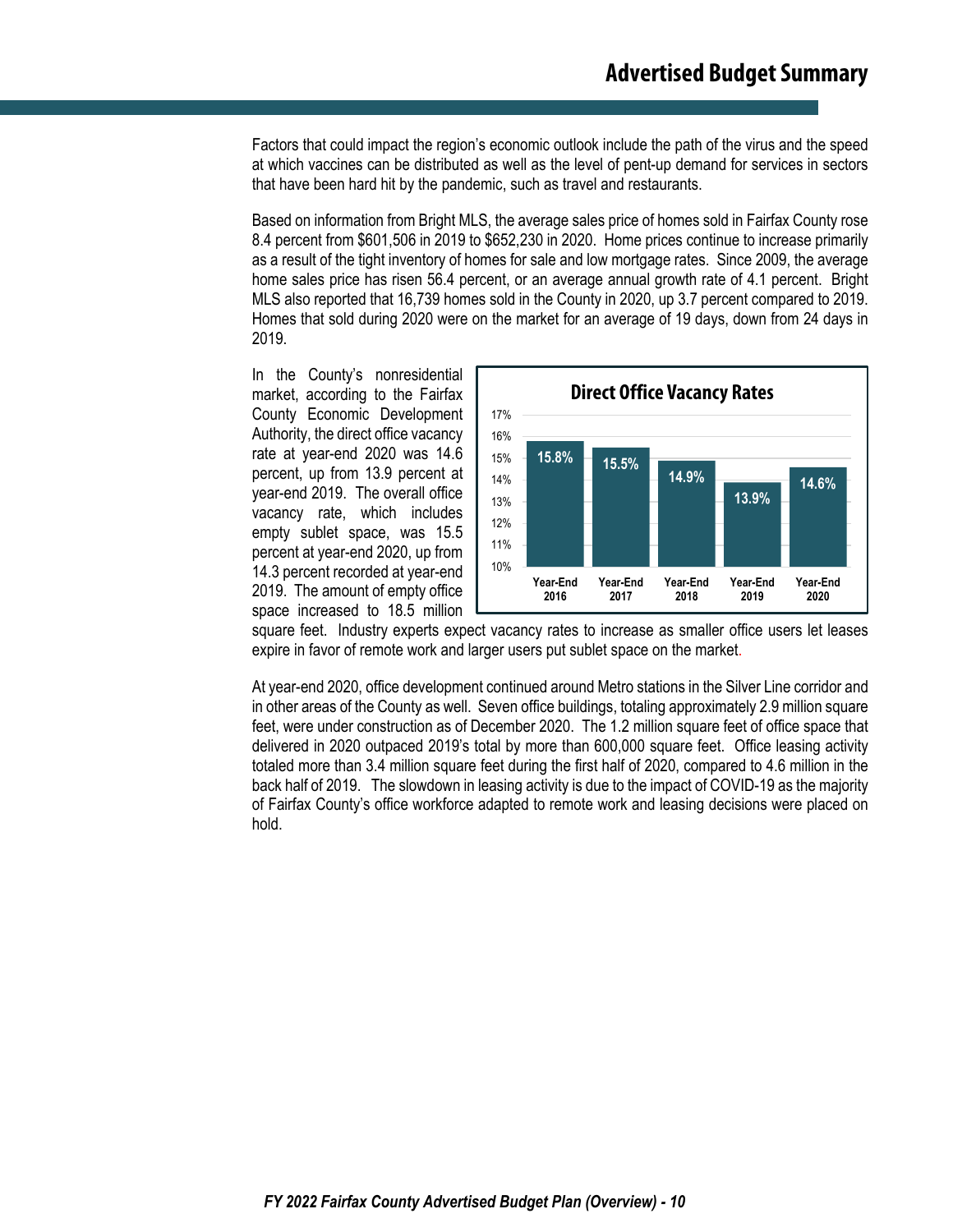Factors that could impact the region's economic outlook include the path of the virus and the speed at which vaccines can be distributed as well as the level of pent-up demand for services in sectors that have been hard hit by the pandemic, such as travel and restaurants.

Based on information from Bright MLS, the average sales price of homes sold in Fairfax County rose 8.4 percent from $601,506 in 2019 to $652,230 in 2020. Home prices continue to increase primarily as a result of the tight inventory of homes for sale and low mortgage rates. Since 2009, the average home sales price has risen 56.4 percent, or an average annual growth rate of 4.1 percent. Bright MLS also reported that 16,739 homes sold in the County in 2020, up 3.7 percent compared to 2019. Homes that sold during 2020 were on the market for an average of 19 days, down from 24 days in 2019.

In the County's nonresidential market, according to the Fairfax County Economic Development Authority, the direct office vacancy rate at year-end 2020 was 14.6 percent, up from 13.9 percent at year-end 2019. The overall office vacancy rate, which includes empty sublet space, was 15.5 percent at year-end 2020, up from 14.3 percent recorded at year-end 2019. The amount of empty office space increased to 18.5 million square feet. Industry experts expect vacancy rates to increase as smaller office users let leases expire in favor of remote work and larger users put sublet space on the market.

**Direct Office Vacancy Rates**

| Year-End 2016 | Year-End 2017 | Year-End 2018 | Year-End 2019 | Year-End 2020 |
|---|---|---|---|---|
| 15.8% | 15.5% | 14.9% | 13.9% | 14.6% |

At year-end 2020, office development continued around Metro stations in the Silver Line corridor and in other areas of the County as well. Seven office buildings, totaling approximately 2.9 million square feet, were under construction as of December 2020. The 1.2 million square feet of office space that delivered in 2020 outpaced 2019's total by more than 600,000 square feet. Office leasing activity totaled more than 3.4 million square feet during the first half of 2020, compared to 4.6 million in the back half of 2019. The slowdown in leasing activity is due to the impact of COVID-19 as the majority of Fairfax County's office workforce adapted to remote work and leasing decisions were placed on hold.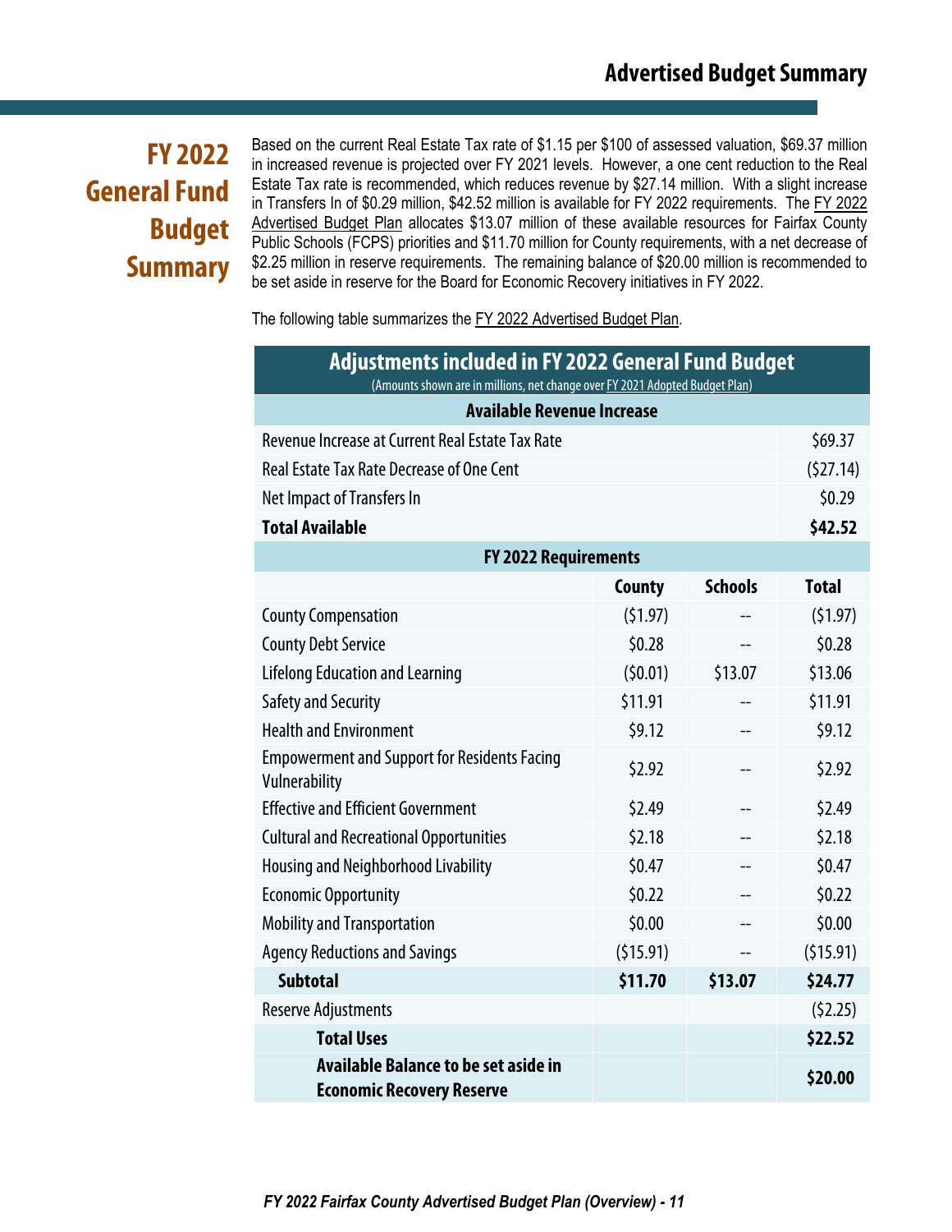# FY 2022 General Fund Budget Summary

Based on the current Real Estate Tax rate of $1.15 per $100 of assessed valuation, $69.37 million in increased revenue is projected over FY 2021 levels. However, a one cent reduction to the Real Estate Tax rate is recommended, which reduces revenue by $27.14 million. With a slight increase in Transfers In of $0.29 million, $42.52 million is available for FY 2022 requirements. The FY 2022 Advertised Budget Plan allocates $13.07 million of these available resources for Fairfax County Public Schools (FCPS) priorities and $11.70 million for County requirements, with a net decrease of $2.25 million in reserve requirements. The remaining balance of $20.00 million is recommended to be set aside in reserve for the Board for Economic Recovery initiatives in FY 2022.

The following table summarizes the FY 2022 Advertised Budget Plan.

**Adjustments included in FY 2022 General Fund Budget**
(Amounts shown are in millions, net change over FY 2021 Adopted Budget Plan)

| Available Revenue Increase | | | |
|---|---|---|---|
| Revenue Increase at Current Real Estate Tax Rate | | | $69.37 |
| Real Estate Tax Rate Decrease of One Cent | | | ($27.14) |
| Net Impact of Transfers In | | | $0.29 |
| **Total Available** | | | **$42.52** |
| **FY 2022 Requirements** | | | |
| | **County** | **Schools** | **Total** |
| County Compensation | ($1.97) | -- | ($1.97) |
| County Debt Service | $0.28 | -- | $0.28 |
| Lifelong Education and Learning | ($0.01) | $13.07 | $13.06 |
| Safety and Security | $11.91 | -- | $11.91 |
| Health and Environment | $9.12 | -- | $9.12 |
| Empowerment and Support for Residents Facing Vulnerability | $2.92 | -- | $2.92 |
| Effective and Efficient Government | $2.49 | -- | $2.49 |
| Cultural and Recreational Opportunities | $2.18 | -- | $2.18 |
| Housing and Neighborhood Livability | $0.47 | -- | $0.47 |
| Economic Opportunity | $0.22 | -- | $0.22 |
| Mobility and Transportation | $0.00 | -- | $0.00 |
| Agency Reductions and Savings | ($15.91) | -- | ($15.91) |
| **Subtotal** | **$11.70** | **$13.07** | **$24.77** |
| Reserve Adjustments | | | ($2.25) |
| **Total Uses** | | | **$22.52** |
| **Available Balance to be set aside in Economic Recovery Reserve** | | | **$20.00** |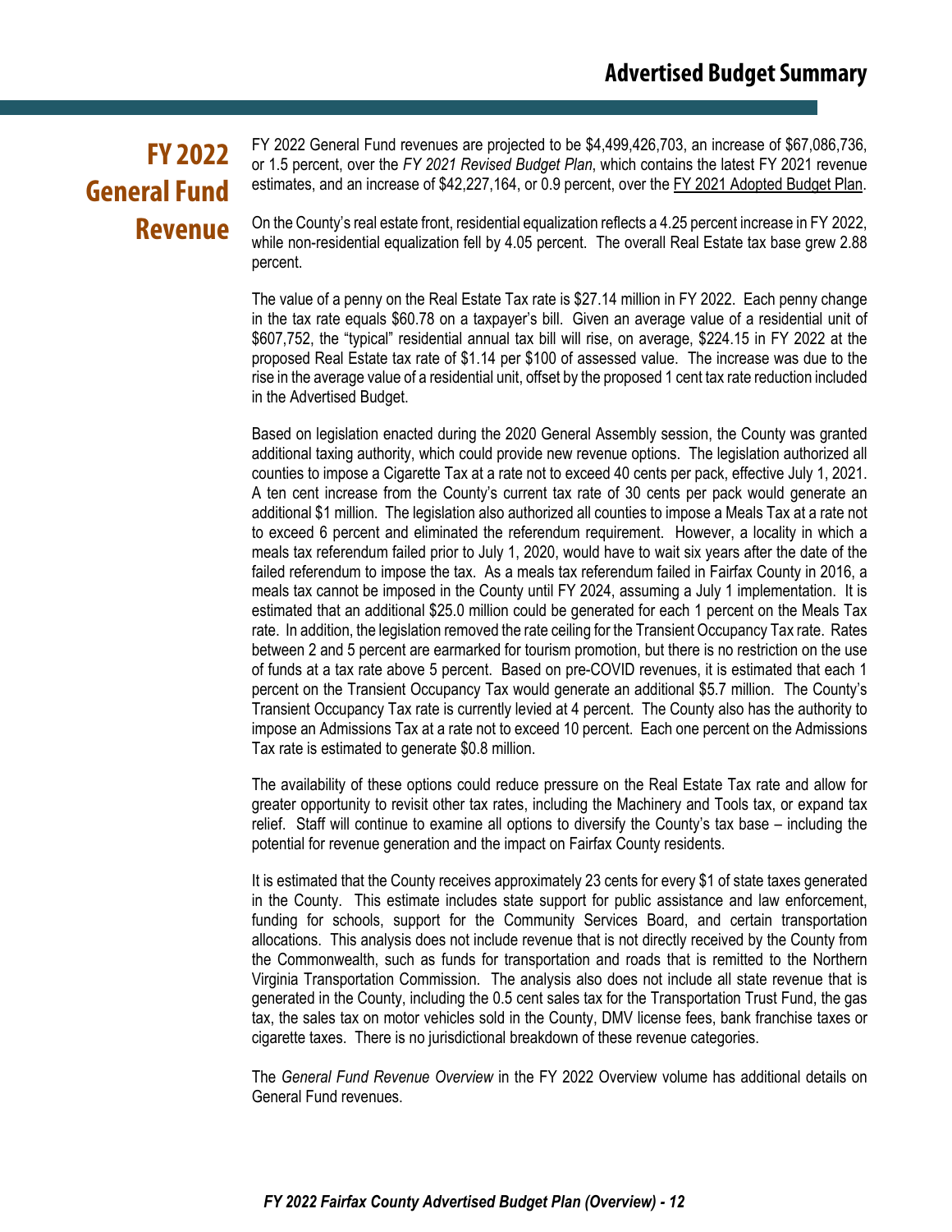## FY 2022 General Fund Revenue

FY 2022 General Fund revenues are projected to be $4,499,426,703, an increase of $67,086,736, or 1.5 percent, over the *FY 2021 Revised Budget Plan*, which contains the latest FY 2021 revenue estimates, and an increase of $42,227,164, or 0.9 percent, over the FY 2021 Adopted Budget Plan.

On the County's real estate front, residential equalization reflects a 4.25 percent increase in FY 2022, while non-residential equalization fell by 4.05 percent. The overall Real Estate tax base grew 2.88 percent.

The value of a penny on the Real Estate Tax rate is $27.14 million in FY 2022. Each penny change in the tax rate equals $60.78 on a taxpayer's bill. Given an average value of a residential unit of $607,752, the "typical" residential annual tax bill will rise, on average, $224.15 in FY 2022 at the proposed Real Estate tax rate of $1.14 per $100 of assessed value. The increase was due to the rise in the average value of a residential unit, offset by the proposed 1 cent tax rate reduction included in the Advertised Budget.

Based on legislation enacted during the 2020 General Assembly session, the County was granted additional taxing authority, which could provide new revenue options. The legislation authorized all counties to impose a Cigarette Tax at a rate not to exceed 40 cents per pack, effective July 1, 2021. A ten cent increase from the County's current tax rate of 30 cents per pack would generate an additional $1 million. The legislation also authorized all counties to impose a Meals Tax at a rate not to exceed 6 percent and eliminated the referendum requirement. However, a locality in which a meals tax referendum failed prior to July 1, 2020, would have to wait six years after the date of the failed referendum to impose the tax. As a meals tax referendum failed in Fairfax County in 2016, a meals tax cannot be imposed in the County until FY 2024, assuming a July 1 implementation. It is estimated that an additional $25.0 million could be generated for each 1 percent on the Meals Tax rate. In addition, the legislation removed the rate ceiling for the Transient Occupancy Tax rate. Rates between 2 and 5 percent are earmarked for tourism promotion, but there is no restriction on the use of funds at a tax rate above 5 percent. Based on pre-COVID revenues, it is estimated that each 1 percent on the Transient Occupancy Tax would generate an additional $5.7 million. The County's Transient Occupancy Tax rate is currently levied at 4 percent. The County also has the authority to impose an Admissions Tax at a rate not to exceed 10 percent. Each one percent on the Admissions Tax rate is estimated to generate $0.8 million.

The availability of these options could reduce pressure on the Real Estate Tax rate and allow for greater opportunity to revisit other tax rates, including the Machinery and Tools tax, or expand tax relief. Staff will continue to examine all options to diversify the County's tax base – including the potential for revenue generation and the impact on Fairfax County residents.

It is estimated that the County receives approximately 23 cents for every $1 of state taxes generated in the County. This estimate includes state support for public assistance and law enforcement, funding for schools, support for the Community Services Board, and certain transportation allocations. This analysis does not include revenue that is not directly received by the County from the Commonwealth, such as funds for transportation and roads that is remitted to the Northern Virginia Transportation Commission. The analysis also does not include all state revenue that is generated in the County, including the 0.5 cent sales tax for the Transportation Trust Fund, the gas tax, the sales tax on motor vehicles sold in the County, DMV license fees, bank franchise taxes or cigarette taxes. There is no jurisdictional breakdown of these revenue categories.

The *General Fund Revenue Overview* in the FY 2022 Overview volume has additional details on General Fund revenues.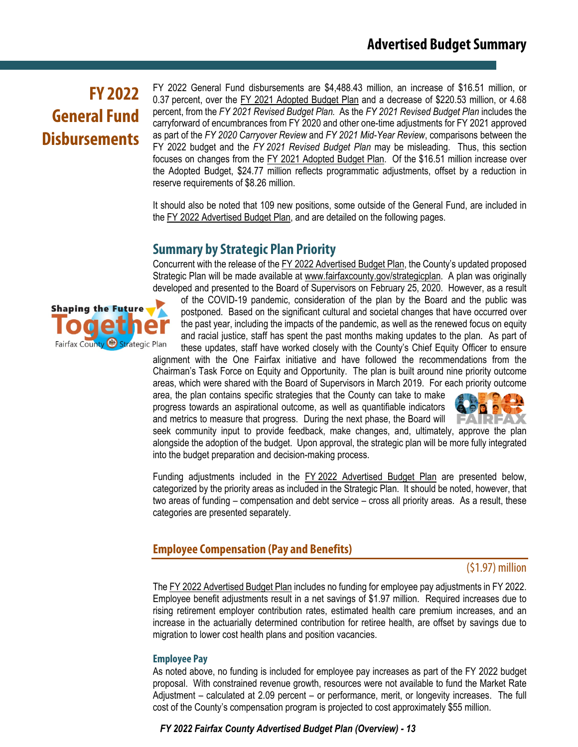## FY 2022 General Fund Disbursements

FY 2022 General Fund disbursements are $4,488.43 million, an increase of $16.51 million, or 0.37 percent, over the FY 2021 Adopted Budget Plan and a decrease of $220.53 million, or 4.68 percent, from the *FY 2021 Revised Budget Plan.* As the *FY 2021 Revised Budget Plan* includes the carryforward of encumbrances from FY 2020 and other one-time adjustments for FY 2021 approved as part of the *FY 2020 Carryover Review* and *FY 2021 Mid-Year Review*, comparisons between the FY 2022 budget and the *FY 2021 Revised Budget Plan* may be misleading. Thus, this section focuses on changes from the FY 2021 Adopted Budget Plan. Of the $16.51 million increase over the Adopted Budget, $24.77 million reflects programmatic adjustments, offset by a reduction in reserve requirements of $8.26 million.

It should also be noted that 109 new positions, some outside of the General Fund, are included in the FY 2022 Advertised Budget Plan, and are detailed on the following pages.

### Summary by Strategic Plan Priority

Concurrent with the release of the FY 2022 Advertised Budget Plan, the County's updated proposed Strategic Plan will be made available at www.fairfaxcounty.gov/strategicplan. A plan was originally developed and presented to the Board of Supervisors on February 25, 2020. However, as a result of the COVID-19 pandemic, consideration of the plan by the Board and the public was postponed. Based on the significant cultural and societal changes that have occurred over the past year, including the impacts of the pandemic, as well as the renewed focus on equity and racial justice, staff has spent the past months making updates to the plan. As part of these updates, staff have worked closely with the County's Chief Equity Officer to ensure alignment with the One Fairfax initiative and have followed the recommendations from the Chairman's Task Force on Equity and Opportunity. The plan is built around nine priority outcome areas, which were shared with the Board of Supervisors in March 2019. For each priority outcome area, the plan contains specific strategies that the County can take to make progress towards an aspirational outcome, as well as quantifiable indicators and metrics to measure that progress. During the next phase, the Board will seek community input to provide feedback, make changes, and, ultimately, approve the plan alongside the adoption of the budget. Upon approval, the strategic plan will be more fully integrated into the budget preparation and decision-making process.

Funding adjustments included in the FY 2022 Advertised Budget Plan are presented below, categorized by the priority areas as included in the Strategic Plan. It should be noted, however, that two areas of funding – compensation and debt service – cross all priority areas. As a result, these categories are presented separately.

### Employee Compensation (Pay and Benefits)

($1.97) million

The FY 2022 Advertised Budget Plan includes no funding for employee pay adjustments in FY 2022. Employee benefit adjustments result in a net savings of $1.97 million. Required increases due to rising retirement employer contribution rates, estimated health care premium increases, and an increase in the actuarially determined contribution for retiree health, are offset by savings due to migration to lower cost health plans and position vacancies.

#### Employee Pay

As noted above, no funding is included for employee pay increases as part of the FY 2022 budget proposal. With constrained revenue growth, resources were not available to fund the Market Rate Adjustment – calculated at 2.09 percent – or performance, merit, or longevity increases. The full cost of the County's compensation program is projected to cost approximately $55 million.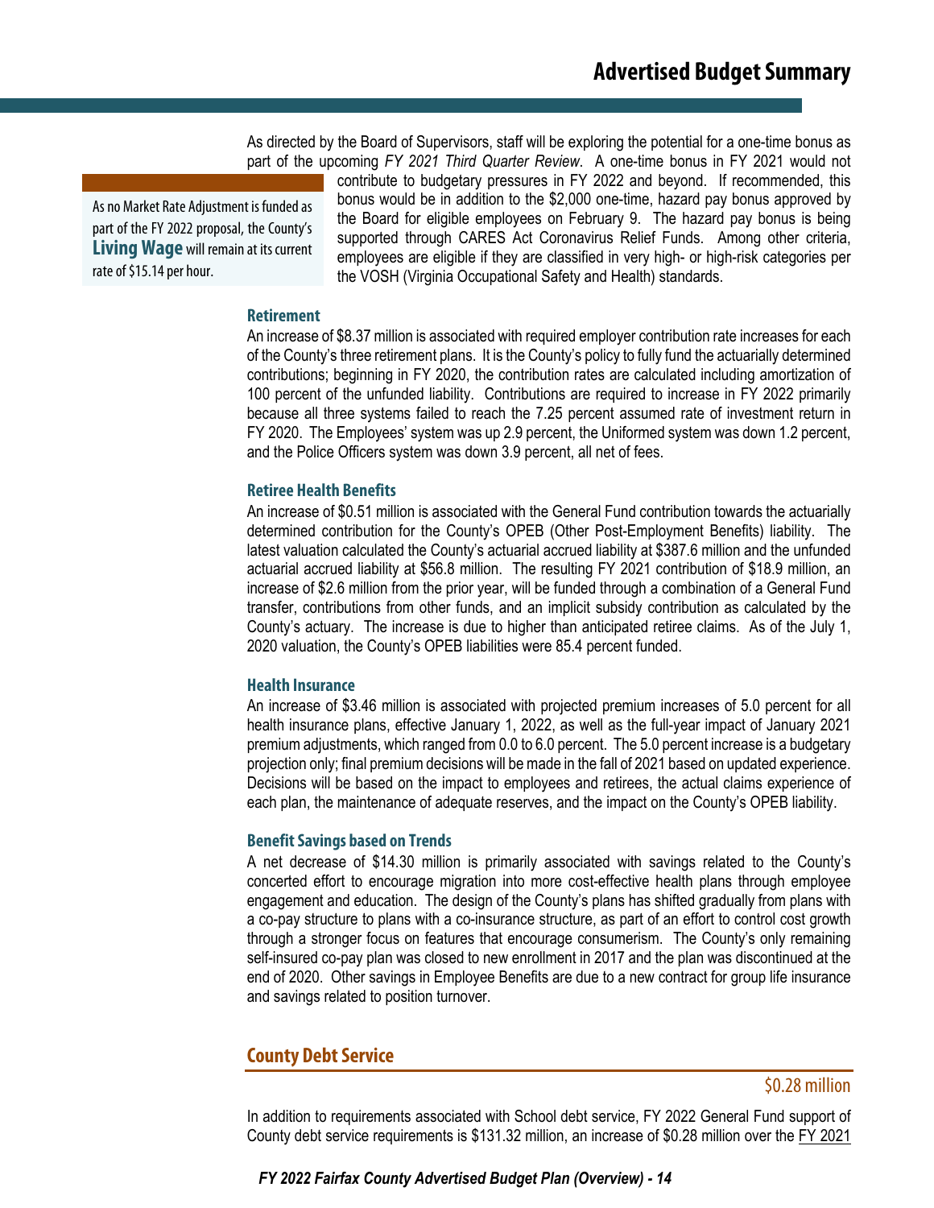As directed by the Board of Supervisors, staff will be exploring the potential for a one-time bonus as part of the upcoming *FY 2021 Third Quarter Review*. A one-time bonus in FY 2021 would not contribute to budgetary pressures in FY 2022 and beyond. If recommended, this bonus would be in addition to the $2,000 one-time, hazard pay bonus approved by the Board for eligible employees on February 9. The hazard pay bonus is being supported through CARES Act Coronavirus Relief Funds. Among other criteria, employees are eligible if they are classified in very high- or high-risk categories per the VOSH (Virginia Occupational Safety and Health) standards.

> As no Market Rate Adjustment is funded as part of the FY 2022 proposal, the County's **Living Wage** will remain at its current rate of $15.14 per hour.

### Retirement

An increase of $8.37 million is associated with required employer contribution rate increases for each of the County's three retirement plans. It is the County's policy to fully fund the actuarially determined contributions; beginning in FY 2020, the contribution rates are calculated including amortization of 100 percent of the unfunded liability. Contributions are required to increase in FY 2022 primarily because all three systems failed to reach the 7.25 percent assumed rate of investment return in FY 2020. The Employees' system was up 2.9 percent, the Uniformed system was down 1.2 percent, and the Police Officers system was down 3.9 percent, all net of fees.

### Retiree Health Benefits

An increase of $0.51 million is associated with the General Fund contribution towards the actuarially determined contribution for the County's OPEB (Other Post-Employment Benefits) liability. The latest valuation calculated the County's actuarial accrued liability at $387.6 million and the unfunded actuarial accrued liability at $56.8 million. The resulting FY 2021 contribution of $18.9 million, an increase of $2.6 million from the prior year, will be funded through a combination of a General Fund transfer, contributions from other funds, and an implicit subsidy contribution as calculated by the County's actuary. The increase is due to higher than anticipated retiree claims. As of the July 1, 2020 valuation, the County's OPEB liabilities were 85.4 percent funded.

### Health Insurance

An increase of $3.46 million is associated with projected premium increases of 5.0 percent for all health insurance plans, effective January 1, 2022, as well as the full-year impact of January 2021 premium adjustments, which ranged from 0.0 to 6.0 percent. The 5.0 percent increase is a budgetary projection only; final premium decisions will be made in the fall of 2021 based on updated experience. Decisions will be based on the impact to employees and retirees, the actual claims experience of each plan, the maintenance of adequate reserves, and the impact on the County's OPEB liability.

### Benefit Savings based on Trends

A net decrease of $14.30 million is primarily associated with savings related to the County's concerted effort to encourage migration into more cost-effective health plans through employee engagement and education. The design of the County's plans has shifted gradually from plans with a co-pay structure to plans with a co-insurance structure, as part of an effort to control cost growth through a stronger focus on features that encourage consumerism. The County's only remaining self-insured co-pay plan was closed to new enrollment in 2017 and the plan was discontinued at the end of 2020. Other savings in Employee Benefits are due to a new contract for group life insurance and savings related to position turnover.

## County Debt Service

$0.28 million

In addition to requirements associated with School debt service, FY 2022 General Fund support of County debt service requirements is $131.32 million, an increase of $0.28 million over the FY 2021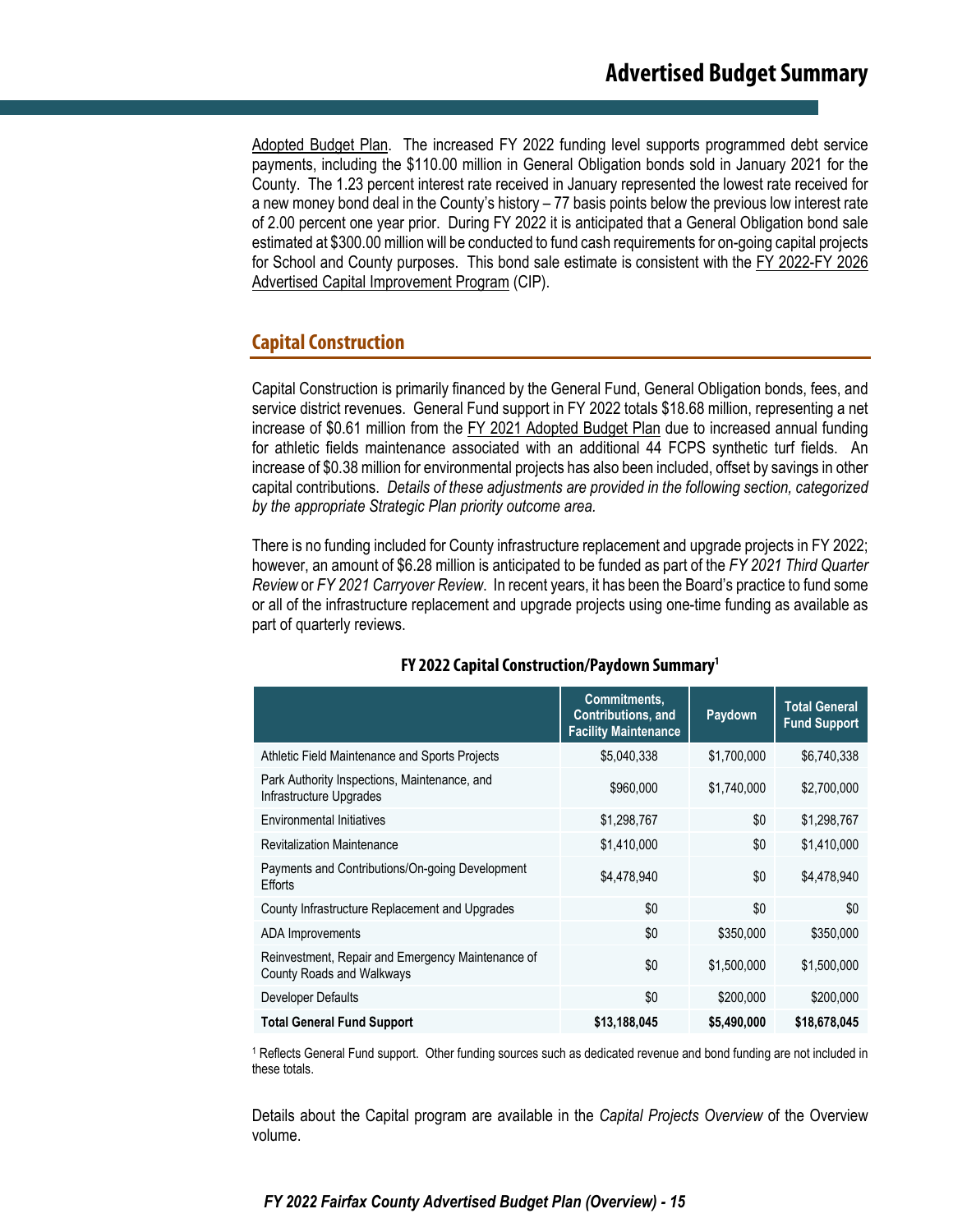Adopted Budget Plan. The increased FY 2022 funding level supports programmed debt service payments, including the $110.00 million in General Obligation bonds sold in January 2021 for the County. The 1.23 percent interest rate received in January represented the lowest rate received for a new money bond deal in the County's history – 77 basis points below the previous low interest rate of 2.00 percent one year prior. During FY 2022 it is anticipated that a General Obligation bond sale estimated at $300.00 million will be conducted to fund cash requirements for on-going capital projects for School and County purposes. This bond sale estimate is consistent with the FY 2022-FY 2026 Advertised Capital Improvement Program (CIP).

## Capital Construction

Capital Construction is primarily financed by the General Fund, General Obligation bonds, fees, and service district revenues. General Fund support in FY 2022 totals $18.68 million, representing a net increase of $0.61 million from the FY 2021 Adopted Budget Plan due to increased annual funding for athletic fields maintenance associated with an additional 44 FCPS synthetic turf fields. An increase of $0.38 million for environmental projects has also been included, offset by savings in other capital contributions. *Details of these adjustments are provided in the following section, categorized by the appropriate Strategic Plan priority outcome area.*

There is no funding included for County infrastructure replacement and upgrade projects in FY 2022; however, an amount of $6.28 million is anticipated to be funded as part of the *FY 2021 Third Quarter Review* or *FY 2021 Carryover Review*. In recent years, it has been the Board's practice to fund some or all of the infrastructure replacement and upgrade projects using one-time funding as available as part of quarterly reviews.

### FY 2022 Capital Construction/Paydown Summary[1]

| | Commitments, Contributions, and Facility Maintenance | Paydown | Total General Fund Support |
|---|---|---|---|
| Athletic Field Maintenance and Sports Projects | $5,040,338 | $1,700,000 | $6,740,338 |
| Park Authority Inspections, Maintenance, and Infrastructure Upgrades | $960,000 | $1,740,000 | $2,700,000 |
| Environmental Initiatives | $1,298,767 | $0 | $1,298,767 |
| Revitalization Maintenance | $1,410,000 | $0 | $1,410,000 |
| Payments and Contributions/On-going Development Efforts | $4,478,940 | $0 | $4,478,940 |
| County Infrastructure Replacement and Upgrades | $0 | $0 | $0 |
| ADA Improvements | $0 | $350,000 | $350,000 |
| Reinvestment, Repair and Emergency Maintenance of County Roads and Walkways | $0 | $1,500,000 | $1,500,000 |
| Developer Defaults | $0 | $200,000 | $200,000 |
| **Total General Fund Support** | **$13,188,045** | **$5,490,000** | **$18,678,045** |

[1] Reflects General Fund support. Other funding sources such as dedicated revenue and bond funding are not included in these totals.

Details about the Capital program are available in the *Capital Projects Overview* of the Overview volume.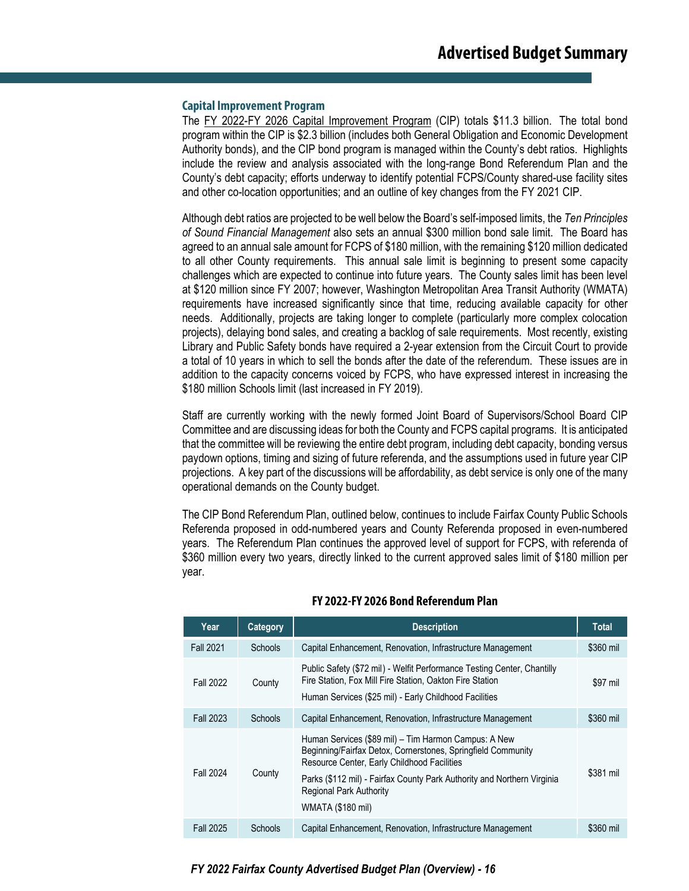## Capital Improvement Program

The FY 2022-FY 2026 Capital Improvement Program (CIP) totals $11.3 billion. The total bond program within the CIP is $2.3 billion (includes both General Obligation and Economic Development Authority bonds), and the CIP bond program is managed within the County's debt ratios. Highlights include the review and analysis associated with the long-range Bond Referendum Plan and the County's debt capacity; efforts underway to identify potential FCPS/County shared-use facility sites and other co-location opportunities; and an outline of key changes from the FY 2021 CIP.

Although debt ratios are projected to be well below the Board's self-imposed limits, the *Ten Principles of Sound Financial Management* also sets an annual $300 million bond sale limit. The Board has agreed to an annual sale amount for FCPS of $180 million, with the remaining $120 million dedicated to all other County requirements. This annual sale limit is beginning to present some capacity challenges which are expected to continue into future years. The County sales limit has been level at $120 million since FY 2007; however, Washington Metropolitan Area Transit Authority (WMATA) requirements have increased significantly since that time, reducing available capacity for other needs. Additionally, projects are taking longer to complete (particularly more complex colocation projects), delaying bond sales, and creating a backlog of sale requirements. Most recently, existing Library and Public Safety bonds have required a 2-year extension from the Circuit Court to provide a total of 10 years in which to sell the bonds after the date of the referendum. These issues are in addition to the capacity concerns voiced by FCPS, who have expressed interest in increasing the $180 million Schools limit (last increased in FY 2019).

Staff are currently working with the newly formed Joint Board of Supervisors/School Board CIP Committee and are discussing ideas for both the County and FCPS capital programs. It is anticipated that the committee will be reviewing the entire debt program, including debt capacity, bonding versus paydown options, timing and sizing of future referenda, and the assumptions used in future year CIP projections. A key part of the discussions will be affordability, as debt service is only one of the many operational demands on the County budget.

The CIP Bond Referendum Plan, outlined below, continues to include Fairfax County Public Schools Referenda proposed in odd-numbered years and County Referenda proposed in even-numbered years. The Referendum Plan continues the approved level of support for FCPS, with referenda of $360 million every two years, directly linked to the current approved sales limit of $180 million per year.

### FY 2022-FY 2026 Bond Referendum Plan

| Year | Category | Description | Total |
|---|---|---|---|
| Fall 2021 | Schools | Capital Enhancement, Renovation, Infrastructure Management | $360 mil |
| Fall 2022 | County | Public Safety ($72 mil) - Welfit Performance Testing Center, Chantilly Fire Station, Fox Mill Fire Station, Oakton Fire Station<br>Human Services ($25 mil) - Early Childhood Facilities | $97 mil |
| Fall 2023 | Schools | Capital Enhancement, Renovation, Infrastructure Management | $360 mil |
| Fall 2024 | County | Human Services ($89 mil) – Tim Harmon Campus: A New Beginning/Fairfax Detox, Cornerstones, Springfield Community Resource Center, Early Childhood Facilities<br>Parks ($112 mil) - Fairfax County Park Authority and Northern Virginia Regional Park Authority<br>WMATA ($180 mil) | $381 mil |
| Fall 2025 | Schools | Capital Enhancement, Renovation, Infrastructure Management | $360 mil |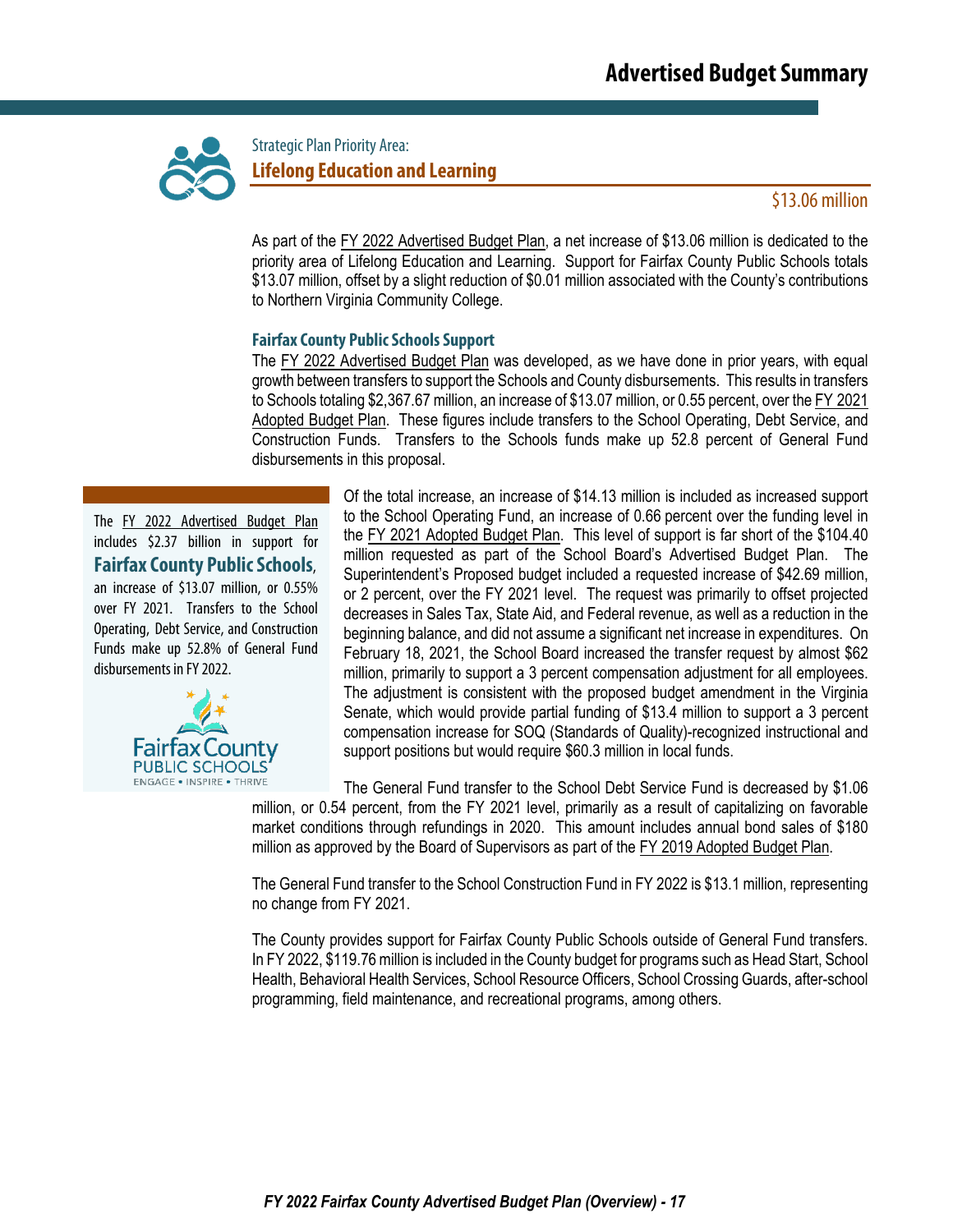Strategic Plan Priority Area:

## Lifelong Education and Learning

$13.06 million

As part of the FY 2022 Advertised Budget Plan, a net increase of $13.06 million is dedicated to the priority area of Lifelong Education and Learning. Support for Fairfax County Public Schools totals $13.07 million, offset by a slight reduction of $0.01 million associated with the County's contributions to Northern Virginia Community College.

### Fairfax County Public Schools Support

The FY 2022 Advertised Budget Plan was developed, as we have done in prior years, with equal growth between transfers to support the Schools and County disbursements. This results in transfers to Schools totaling $2,367.67 million, an increase of $13.07 million, or 0.55 percent, over the FY 2021 Adopted Budget Plan. These figures include transfers to the School Operating, Debt Service, and Construction Funds. Transfers to the Schools funds make up 52.8 percent of General Fund disbursements in this proposal.

> The FY 2022 Advertised Budget Plan includes $2.37 billion in support for **Fairfax County Public Schools**, an increase of $13.07 million, or 0.55% over FY 2021. Transfers to the School Operating, Debt Service, and Construction Funds make up 52.8% of General Fund disbursements in FY 2022.

Of the total increase, an increase of $14.13 million is included as increased support to the School Operating Fund, an increase of 0.66 percent over the funding level in the FY 2021 Adopted Budget Plan. This level of support is far short of the $104.40 million requested as part of the School Board's Advertised Budget Plan. The Superintendent's Proposed budget included a requested increase of $42.69 million, or 2 percent, over the FY 2021 level. The request was primarily to offset projected decreases in Sales Tax, State Aid, and Federal revenue, as well as a reduction in the beginning balance, and did not assume a significant net increase in expenditures. On February 18, 2021, the School Board increased the transfer request by almost $62 million, primarily to support a 3 percent compensation adjustment for all employees. The adjustment is consistent with the proposed budget amendment in the Virginia Senate, which would provide partial funding of $13.4 million to support a 3 percent compensation increase for SOQ (Standards of Quality)-recognized instructional and support positions but would require $60.3 million in local funds.

The General Fund transfer to the School Debt Service Fund is decreased by $1.06 million, or 0.54 percent, from the FY 2021 level, primarily as a result of capitalizing on favorable market conditions through refundings in 2020. This amount includes annual bond sales of $180 million as approved by the Board of Supervisors as part of the FY 2019 Adopted Budget Plan.

The General Fund transfer to the School Construction Fund in FY 2022 is $13.1 million, representing no change from FY 2021.

The County provides support for Fairfax County Public Schools outside of General Fund transfers. In FY 2022, $119.76 million is included in the County budget for programs such as Head Start, School Health, Behavioral Health Services, School Resource Officers, School Crossing Guards, after-school programming, field maintenance, and recreational programs, among others.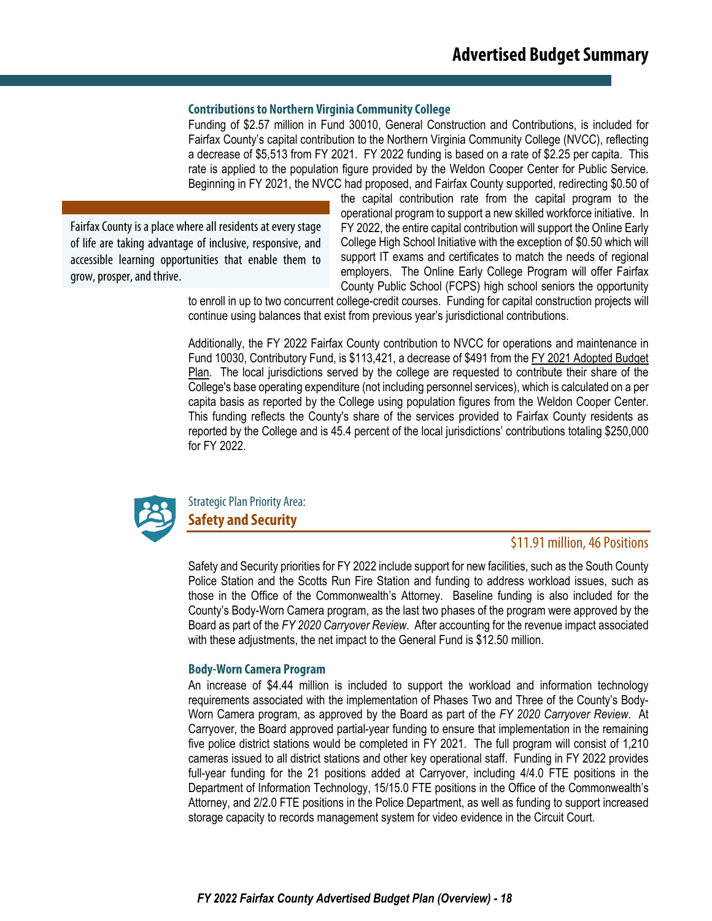### Contributions to Northern Virginia Community College

Funding of $2.57 million in Fund 30010, General Construction and Contributions, is included for Fairfax County's capital contribution to the Northern Virginia Community College (NVCC), reflecting a decrease of $5,513 from FY 2021. FY 2022 funding is based on a rate of $2.25 per capita. This rate is applied to the population figure provided by the Weldon Cooper Center for Public Service. Beginning in FY 2021, the NVCC had proposed, and Fairfax County supported, redirecting $0.50 of the capital contribution rate from the capital program to the operational program to support a new skilled workforce initiative. In FY 2022, the entire capital contribution will support the Online Early College High School Initiative with the exception of $0.50 which will support IT exams and certificates to match the needs of regional employers. The Online Early College Program will offer Fairfax County Public School (FCPS) high school seniors the opportunity to enroll in up to two concurrent college-credit courses. Funding for capital construction projects will continue using balances that exist from previous year's jurisdictional contributions.

> Fairfax County is a place where all residents at every stage of life are taking advantage of inclusive, responsive, and accessible learning opportunities that enable them to grow, prosper, and thrive.

Additionally, the FY 2022 Fairfax County contribution to NVCC for operations and maintenance in Fund 10030, Contributory Fund, is $113,421, a decrease of $491 from the FY 2021 Adopted Budget Plan. The local jurisdictions served by the college are requested to contribute their share of the College's base operating expenditure (not including personnel services), which is calculated on a per capita basis as reported by the College using population figures from the Weldon Cooper Center. This funding reflects the County's share of the services provided to Fairfax County residents as reported by the College and is 45.4 percent of the local jurisdictions' contributions totaling $250,000 for FY 2022.

Strategic Plan Priority Area:

## Safety and Security

$11.91 million, 46 Positions

Safety and Security priorities for FY 2022 include support for new facilities, such as the South County Police Station and the Scotts Run Fire Station and funding to address workload issues, such as those in the Office of the Commonwealth's Attorney. Baseline funding is also included for the County's Body-Worn Camera program, as the last two phases of the program were approved by the Board as part of the *FY 2020 Carryover Review*. After accounting for the revenue impact associated with these adjustments, the net impact to the General Fund is $12.50 million.

### Body-Worn Camera Program

An increase of $4.44 million is included to support the workload and information technology requirements associated with the implementation of Phases Two and Three of the County's Body-Worn Camera program, as approved by the Board as part of the *FY 2020 Carryover Review*. At Carryover, the Board approved partial-year funding to ensure that implementation in the remaining five police district stations would be completed in FY 2021. The full program will consist of 1,210 cameras issued to all district stations and other key operational staff. Funding in FY 2022 provides full-year funding for the 21 positions added at Carryover, including 4/4.0 FTE positions in the Department of Information Technology, 15/15.0 FTE positions in the Office of the Commonwealth's Attorney, and 2/2.0 FTE positions in the Police Department, as well as funding to support increased storage capacity to records management system for video evidence in the Circuit Court.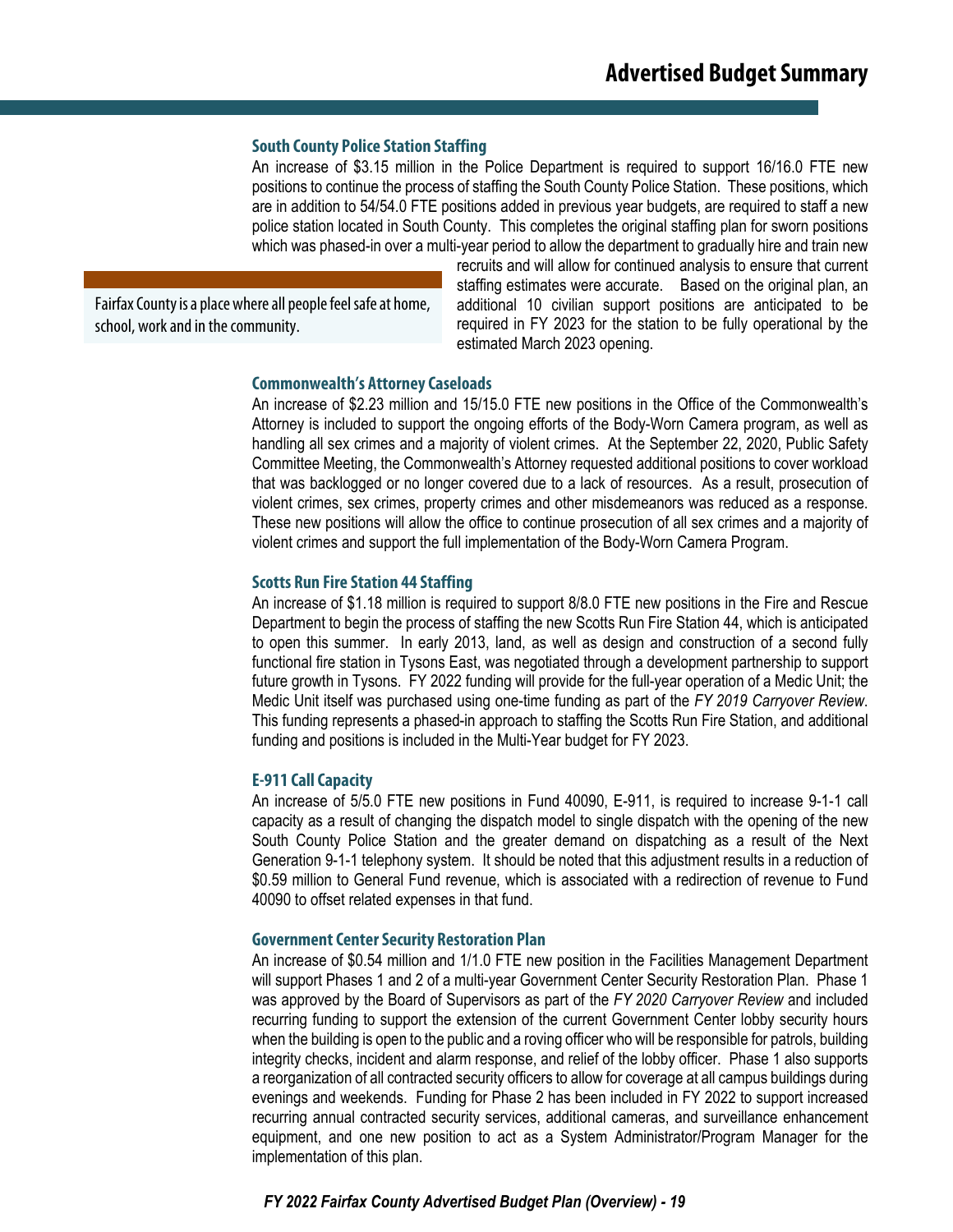#### South County Police Station Staffing

An increase of $3.15 million in the Police Department is required to support 16/16.0 FTE new positions to continue the process of staffing the South County Police Station. These positions, which are in addition to 54/54.0 FTE positions added in previous year budgets, are required to staff a new police station located in South County. This completes the original staffing plan for sworn positions which was phased-in over a multi-year period to allow the department to gradually hire and train new recruits and will allow for continued analysis to ensure that current staffing estimates were accurate. Based on the original plan, an additional 10 civilian support positions are anticipated to be required in FY 2023 for the station to be fully operational by the estimated March 2023 opening.

> Fairfax County is a place where all people feel safe at home, school, work and in the community.

#### Commonwealth's Attorney Caseloads

An increase of $2.23 million and 15/15.0 FTE new positions in the Office of the Commonwealth's Attorney is included to support the ongoing efforts of the Body-Worn Camera program, as well as handling all sex crimes and a majority of violent crimes. At the September 22, 2020, Public Safety Committee Meeting, the Commonwealth's Attorney requested additional positions to cover workload that was backlogged or no longer covered due to a lack of resources. As a result, prosecution of violent crimes, sex crimes, property crimes and other misdemeanors was reduced as a response. These new positions will allow the office to continue prosecution of all sex crimes and a majority of violent crimes and support the full implementation of the Body-Worn Camera Program.

#### Scotts Run Fire Station 44 Staffing

An increase of $1.18 million is required to support 8/8.0 FTE new positions in the Fire and Rescue Department to begin the process of staffing the new Scotts Run Fire Station 44, which is anticipated to open this summer. In early 2013, land, as well as design and construction of a second fully functional fire station in Tysons East, was negotiated through a development partnership to support future growth in Tysons. FY 2022 funding will provide for the full-year operation of a Medic Unit; the Medic Unit itself was purchased using one-time funding as part of the *FY 2019 Carryover Review*. This funding represents a phased-in approach to staffing the Scotts Run Fire Station, and additional funding and positions is included in the Multi-Year budget for FY 2023.

#### E-911 Call Capacity

An increase of 5/5.0 FTE new positions in Fund 40090, E-911, is required to increase 9-1-1 call capacity as a result of changing the dispatch model to single dispatch with the opening of the new South County Police Station and the greater demand on dispatching as a result of the Next Generation 9-1-1 telephony system. It should be noted that this adjustment results in a reduction of $0.59 million to General Fund revenue, which is associated with a redirection of revenue to Fund 40090 to offset related expenses in that fund.

#### Government Center Security Restoration Plan

An increase of $0.54 million and 1/1.0 FTE new position in the Facilities Management Department will support Phases 1 and 2 of a multi-year Government Center Security Restoration Plan. Phase 1 was approved by the Board of Supervisors as part of the *FY 2020 Carryover Review* and included recurring funding to support the extension of the current Government Center lobby security hours when the building is open to the public and a roving officer who will be responsible for patrols, building integrity checks, incident and alarm response, and relief of the lobby officer. Phase 1 also supports a reorganization of all contracted security officers to allow for coverage at all campus buildings during evenings and weekends. Funding for Phase 2 has been included in FY 2022 to support increased recurring annual contracted security services, additional cameras, and surveillance enhancement equipment, and one new position to act as a System Administrator/Program Manager for the implementation of this plan.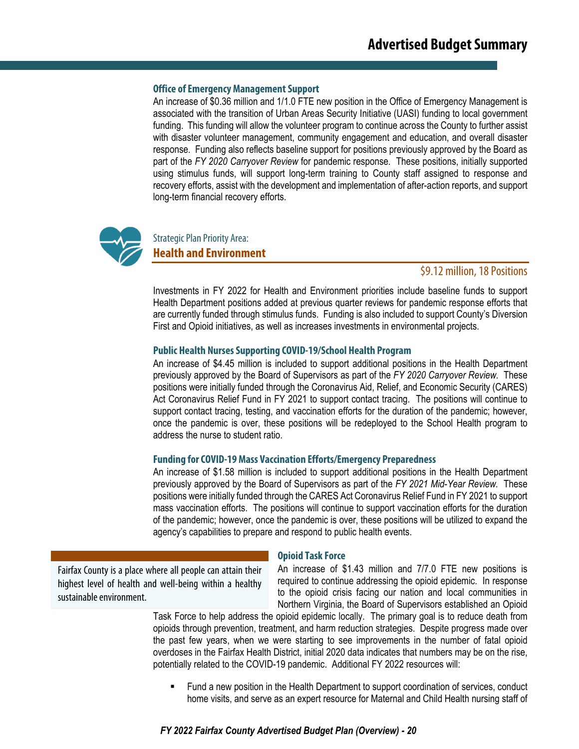### Office of Emergency Management Support

An increase of $0.36 million and 1/1.0 FTE new position in the Office of Emergency Management is associated with the transition of Urban Areas Security Initiative (UASI) funding to local government funding. This funding will allow the volunteer program to continue across the County to further assist with disaster volunteer management, community engagement and education, and overall disaster response. Funding also reflects baseline support for positions previously approved by the Board as part of the *FY 2020 Carryover Review* for pandemic response. These positions, initially supported using stimulus funds, will support long-term training to County staff assigned to response and recovery efforts, assist with the development and implementation of after-action reports, and support long-term financial recovery efforts.

Strategic Plan Priority Area:

## Health and Environment

$9.12 million, 18 Positions

Investments in FY 2022 for Health and Environment priorities include baseline funds to support Health Department positions added at previous quarter reviews for pandemic response efforts that are currently funded through stimulus funds. Funding is also included to support County's Diversion First and Opioid initiatives, as well as increases investments in environmental projects.

### Public Health Nurses Supporting COVID-19/School Health Program

An increase of $4.45 million is included to support additional positions in the Health Department previously approved by the Board of Supervisors as part of the *FY 2020 Carryover Review.* These positions were initially funded through the Coronavirus Aid, Relief, and Economic Security (CARES) Act Coronavirus Relief Fund in FY 2021 to support contact tracing. The positions will continue to support contact tracing, testing, and vaccination efforts for the duration of the pandemic; however, once the pandemic is over, these positions will be redeployed to the School Health program to address the nurse to student ratio.

### Funding for COVID-19 Mass Vaccination Efforts/Emergency Preparedness

An increase of $1.58 million is included to support additional positions in the Health Department previously approved by the Board of Supervisors as part of the *FY 2021 Mid-Year Review.* These positions were initially funded through the CARES Act Coronavirus Relief Fund in FY 2021 to support mass vaccination efforts. The positions will continue to support vaccination efforts for the duration of the pandemic; however, once the pandemic is over, these positions will be utilized to expand the agency's capabilities to prepare and respond to public health events.

Fairfax County is a place where all people can attain their highest level of health and well-being within a healthy sustainable environment.

### Opioid Task Force

An increase of $1.43 million and 7/7.0 FTE new positions is required to continue addressing the opioid epidemic. In response to the opioid crisis facing our nation and local communities in Northern Virginia, the Board of Supervisors established an Opioid Task Force to help address the opioid epidemic locally. The primary goal is to reduce death from opioids through prevention, treatment, and harm reduction strategies. Despite progress made over the past few years, when we were starting to see improvements in the number of fatal opioid overdoses in the Fairfax Health District, initial 2020 data indicates that numbers may be on the rise, potentially related to the COVID-19 pandemic. Additional FY 2022 resources will:

- Fund a new position in the Health Department to support coordination of services, conduct home visits, and serve as an expert resource for Maternal and Child Health nursing staff of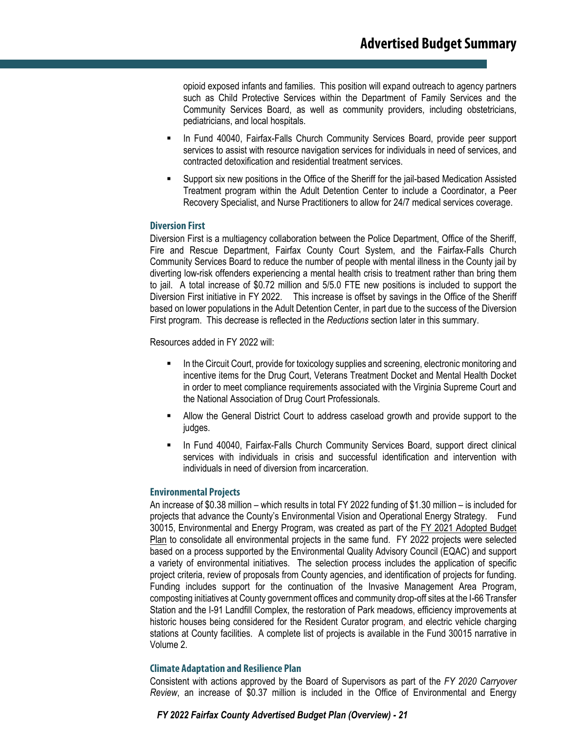opioid exposed infants and families. This position will expand outreach to agency partners such as Child Protective Services within the Department of Family Services and the Community Services Board, as well as community providers, including obstetricians, pediatricians, and local hospitals.

- In Fund 40040, Fairfax-Falls Church Community Services Board, provide peer support services to assist with resource navigation services for individuals in need of services, and contracted detoxification and residential treatment services.
- Support six new positions in the Office of the Sheriff for the jail-based Medication Assisted Treatment program within the Adult Detention Center to include a Coordinator, a Peer Recovery Specialist, and Nurse Practitioners to allow for 24/7 medical services coverage.

### Diversion First

Diversion First is a multiagency collaboration between the Police Department, Office of the Sheriff, Fire and Rescue Department, Fairfax County Court System, and the Fairfax-Falls Church Community Services Board to reduce the number of people with mental illness in the County jail by diverting low-risk offenders experiencing a mental health crisis to treatment rather than bring them to jail. A total increase of $0.72 million and 5/5.0 FTE new positions is included to support the Diversion First initiative in FY 2022. This increase is offset by savings in the Office of the Sheriff based on lower populations in the Adult Detention Center, in part due to the success of the Diversion First program. This decrease is reflected in the *Reductions* section later in this summary.

Resources added in FY 2022 will:

- In the Circuit Court, provide for toxicology supplies and screening, electronic monitoring and incentive items for the Drug Court, Veterans Treatment Docket and Mental Health Docket in order to meet compliance requirements associated with the Virginia Supreme Court and the National Association of Drug Court Professionals.
- Allow the General District Court to address caseload growth and provide support to the judges.
- In Fund 40040, Fairfax-Falls Church Community Services Board, support direct clinical services with individuals in crisis and successful identification and intervention with individuals in need of diversion from incarceration.

### Environmental Projects

An increase of $0.38 million – which results in total FY 2022 funding of $1.30 million – is included for projects that advance the County's Environmental Vision and Operational Energy Strategy. Fund 30015, Environmental and Energy Program, was created as part of the FY 2021 Adopted Budget Plan to consolidate all environmental projects in the same fund. FY 2022 projects were selected based on a process supported by the Environmental Quality Advisory Council (EQAC) and support a variety of environmental initiatives. The selection process includes the application of specific project criteria, review of proposals from County agencies, and identification of projects for funding. Funding includes support for the continuation of the Invasive Management Area Program, composting initiatives at County government offices and community drop-off sites at the I-66 Transfer Station and the I-91 Landfill Complex, the restoration of Park meadows, efficiency improvements at historic houses being considered for the Resident Curator program, and electric vehicle charging stations at County facilities. A complete list of projects is available in the Fund 30015 narrative in Volume 2.

### Climate Adaptation and Resilience Plan

Consistent with actions approved by the Board of Supervisors as part of the *FY 2020 Carryover Review*, an increase of $0.37 million is included in the Office of Environmental and Energy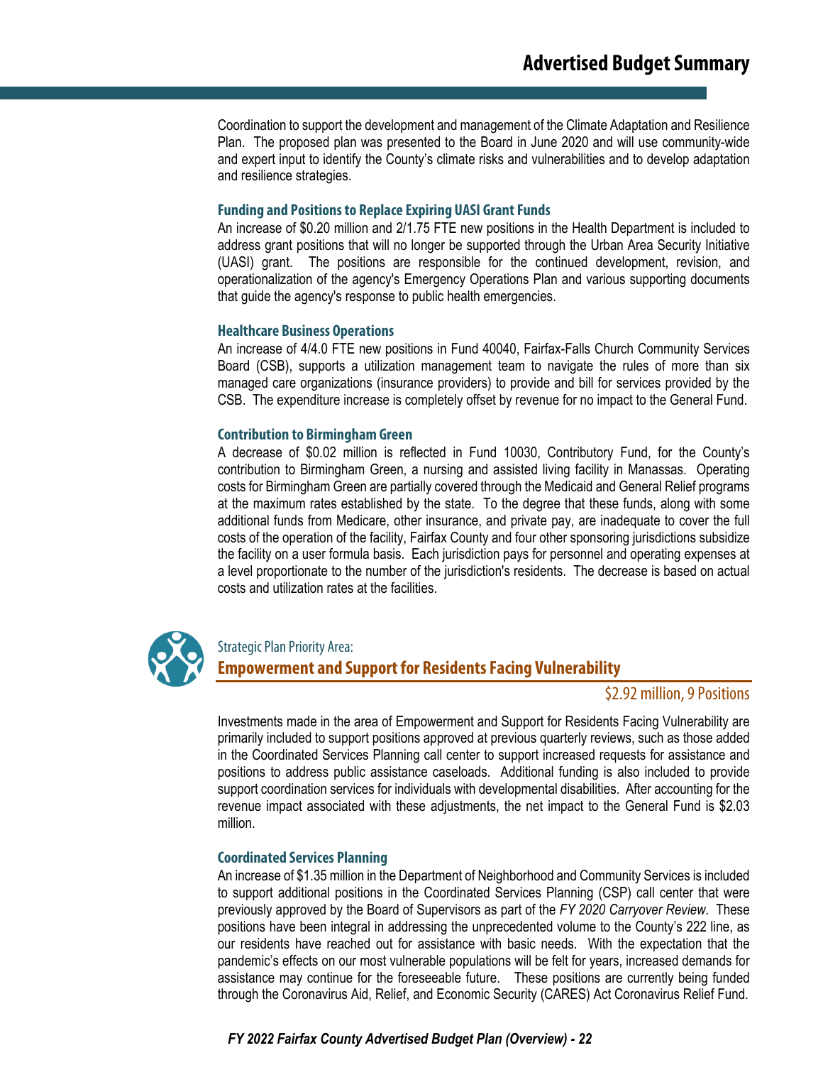Coordination to support the development and management of the Climate Adaptation and Resilience Plan. The proposed plan was presented to the Board in June 2020 and will use community-wide and expert input to identify the County's climate risks and vulnerabilities and to develop adaptation and resilience strategies.

### Funding and Positions to Replace Expiring UASI Grant Funds

An increase of $0.20 million and 2/1.75 FTE new positions in the Health Department is included to address grant positions that will no longer be supported through the Urban Area Security Initiative (UASI) grant. The positions are responsible for the continued development, revision, and operationalization of the agency's Emergency Operations Plan and various supporting documents that guide the agency's response to public health emergencies.

### Healthcare Business Operations

An increase of 4/4.0 FTE new positions in Fund 40040, Fairfax-Falls Church Community Services Board (CSB), supports a utilization management team to navigate the rules of more than six managed care organizations (insurance providers) to provide and bill for services provided by the CSB. The expenditure increase is completely offset by revenue for no impact to the General Fund.

### Contribution to Birmingham Green

A decrease of $0.02 million is reflected in Fund 10030, Contributory Fund, for the County's contribution to Birmingham Green, a nursing and assisted living facility in Manassas. Operating costs for Birmingham Green are partially covered through the Medicaid and General Relief programs at the maximum rates established by the state. To the degree that these funds, along with some additional funds from Medicare, other insurance, and private pay, are inadequate to cover the full costs of the operation of the facility, Fairfax County and four other sponsoring jurisdictions subsidize the facility on a user formula basis. Each jurisdiction pays for personnel and operating expenses at a level proportionate to the number of the jurisdiction's residents. The decrease is based on actual costs and utilization rates at the facilities.

Strategic Plan Priority Area:

## Empowerment and Support for Residents Facing Vulnerability

$2.92 million, 9 Positions

Investments made in the area of Empowerment and Support for Residents Facing Vulnerability are primarily included to support positions approved at previous quarterly reviews, such as those added in the Coordinated Services Planning call center to support increased requests for assistance and positions to address public assistance caseloads. Additional funding is also included to provide support coordination services for individuals with developmental disabilities. After accounting for the revenue impact associated with these adjustments, the net impact to the General Fund is $2.03 million.

### Coordinated Services Planning

An increase of $1.35 million in the Department of Neighborhood and Community Services is included to support additional positions in the Coordinated Services Planning (CSP) call center that were previously approved by the Board of Supervisors as part of the *FY 2020 Carryover Review*. These positions have been integral in addressing the unprecedented volume to the County's 222 line, as our residents have reached out for assistance with basic needs. With the expectation that the pandemic's effects on our most vulnerable populations will be felt for years, increased demands for assistance may continue for the foreseeable future. These positions are currently being funded through the Coronavirus Aid, Relief, and Economic Security (CARES) Act Coronavirus Relief Fund.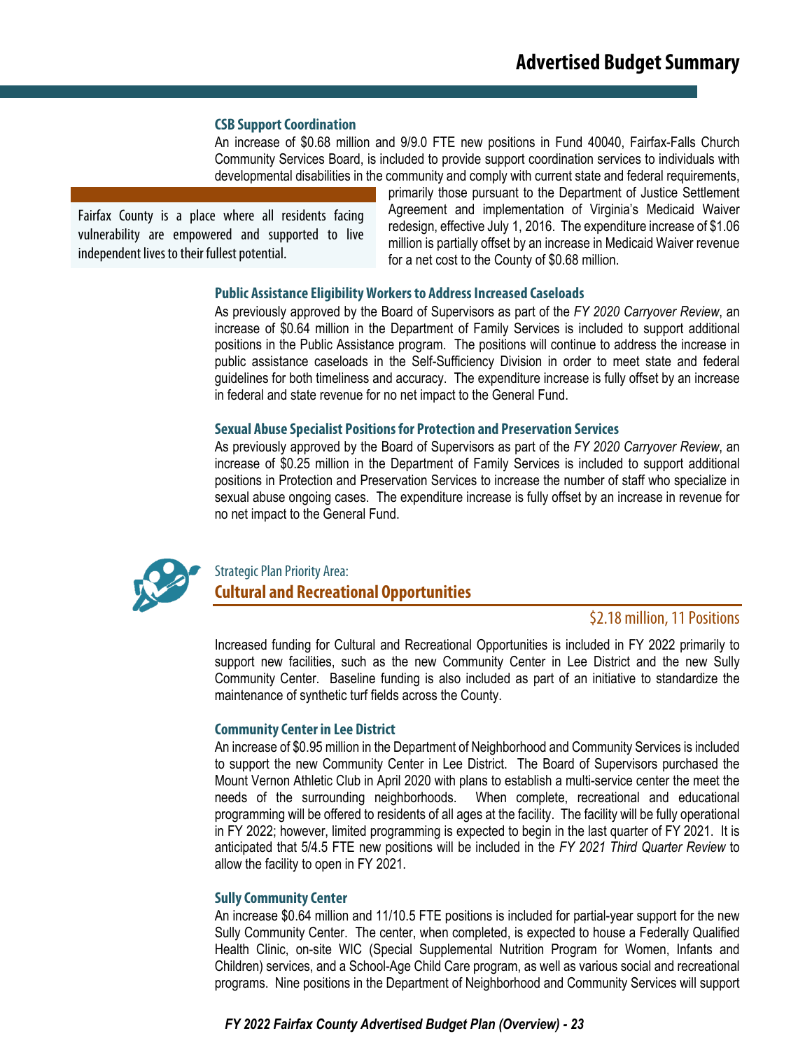### CSB Support Coordination

An increase of $0.68 million and 9/9.0 FTE new positions in Fund 40040, Fairfax-Falls Church Community Services Board, is included to provide support coordination services to individuals with developmental disabilities in the community and comply with current state and federal requirements, primarily those pursuant to the Department of Justice Settlement Agreement and implementation of Virginia's Medicaid Waiver redesign, effective July 1, 2016. The expenditure increase of $1.06 million is partially offset by an increase in Medicaid Waiver revenue for a net cost to the County of $0.68 million.

> Fairfax County is a place where all residents facing vulnerability are empowered and supported to live independent lives to their fullest potential.

### Public Assistance Eligibility Workers to Address Increased Caseloads

As previously approved by the Board of Supervisors as part of the *FY 2020 Carryover Review*, an increase of $0.64 million in the Department of Family Services is included to support additional positions in the Public Assistance program. The positions will continue to address the increase in public assistance caseloads in the Self-Sufficiency Division in order to meet state and federal guidelines for both timeliness and accuracy. The expenditure increase is fully offset by an increase in federal and state revenue for no net impact to the General Fund.

### Sexual Abuse Specialist Positions for Protection and Preservation Services

As previously approved by the Board of Supervisors as part of the *FY 2020 Carryover Review*, an increase of $0.25 million in the Department of Family Services is included to support additional positions in Protection and Preservation Services to increase the number of staff who specialize in sexual abuse ongoing cases. The expenditure increase is fully offset by an increase in revenue for no net impact to the General Fund.

Strategic Plan Priority Area:

## Cultural and Recreational Opportunities

$2.18 million, 11 Positions

Increased funding for Cultural and Recreational Opportunities is included in FY 2022 primarily to support new facilities, such as the new Community Center in Lee District and the new Sully Community Center. Baseline funding is also included as part of an initiative to standardize the maintenance of synthetic turf fields across the County.

### Community Center in Lee District

An increase of $0.95 million in the Department of Neighborhood and Community Services is included to support the new Community Center in Lee District. The Board of Supervisors purchased the Mount Vernon Athletic Club in April 2020 with plans to establish a multi-service center the meet the needs of the surrounding neighborhoods. When complete, recreational and educational programming will be offered to residents of all ages at the facility. The facility will be fully operational in FY 2022; however, limited programming is expected to begin in the last quarter of FY 2021. It is anticipated that 5/4.5 FTE new positions will be included in the *FY 2021 Third Quarter Review* to allow the facility to open in FY 2021.

### Sully Community Center

An increase $0.64 million and 11/10.5 FTE positions is included for partial-year support for the new Sully Community Center. The center, when completed, is expected to house a Federally Qualified Health Clinic, on-site WIC (Special Supplemental Nutrition Program for Women, Infants and Children) services, and a School-Age Child Care program, as well as various social and recreational programs. Nine positions in the Department of Neighborhood and Community Services will support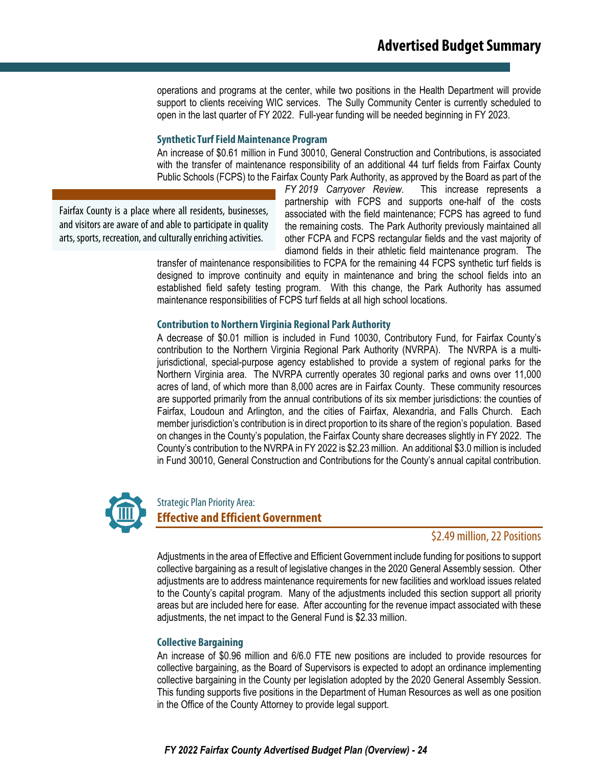operations and programs at the center, while two positions in the Health Department will provide support to clients receiving WIC services. The Sully Community Center is currently scheduled to open in the last quarter of FY 2022. Full-year funding will be needed beginning in FY 2023.

### Synthetic Turf Field Maintenance Program

An increase of $0.61 million in Fund 30010, General Construction and Contributions, is associated with the transfer of maintenance responsibility of an additional 44 turf fields from Fairfax County Public Schools (FCPS) to the Fairfax County Park Authority, as approved by the Board as part of the *FY 2019 Carryover Review*. This increase represents a partnership with FCPS and supports one-half of the costs associated with the field maintenance; FCPS has agreed to fund the remaining costs. The Park Authority previously maintained all other FCPA and FCPS rectangular fields and the vast majority of diamond fields in their athletic field maintenance program. The transfer of maintenance responsibilities to FCPA for the remaining 44 FCPS synthetic turf fields is designed to improve continuity and equity in maintenance and bring the school fields into an established field safety testing program. With this change, the Park Authority has assumed maintenance responsibilities of FCPS turf fields at all high school locations.

> Fairfax County is a place where all residents, businesses, and visitors are aware of and able to participate in quality arts, sports, recreation, and culturally enriching activities.

### Contribution to Northern Virginia Regional Park Authority

A decrease of $0.01 million is included in Fund 10030, Contributory Fund, for Fairfax County's contribution to the Northern Virginia Regional Park Authority (NVRPA). The NVRPA is a multi-jurisdictional, special-purpose agency established to provide a system of regional parks for the Northern Virginia area. The NVRPA currently operates 30 regional parks and owns over 11,000 acres of land, of which more than 8,000 acres are in Fairfax County. These community resources are supported primarily from the annual contributions of its six member jurisdictions: the counties of Fairfax, Loudoun and Arlington, and the cities of Fairfax, Alexandria, and Falls Church. Each member jurisdiction's contribution is in direct proportion to its share of the region's population. Based on changes in the County's population, the Fairfax County share decreases slightly in FY 2022. The County's contribution to the NVRPA in FY 2022 is $2.23 million. An additional $3.0 million is included in Fund 30010, General Construction and Contributions for the County's annual capital contribution.

Strategic Plan Priority Area:

## Effective and Efficient Government

**$2.49 million, 22 Positions**

Adjustments in the area of Effective and Efficient Government include funding for positions to support collective bargaining as a result of legislative changes in the 2020 General Assembly session. Other adjustments are to address maintenance requirements for new facilities and workload issues related to the County's capital program. Many of the adjustments included this section support all priority areas but are included here for ease. After accounting for the revenue impact associated with these adjustments, the net impact to the General Fund is $2.33 million.

### Collective Bargaining

An increase of $0.96 million and 6/6.0 FTE new positions are included to provide resources for collective bargaining, as the Board of Supervisors is expected to adopt an ordinance implementing collective bargaining in the County per legislation adopted by the 2020 General Assembly Session. This funding supports five positions in the Department of Human Resources as well as one position in the Office of the County Attorney to provide legal support.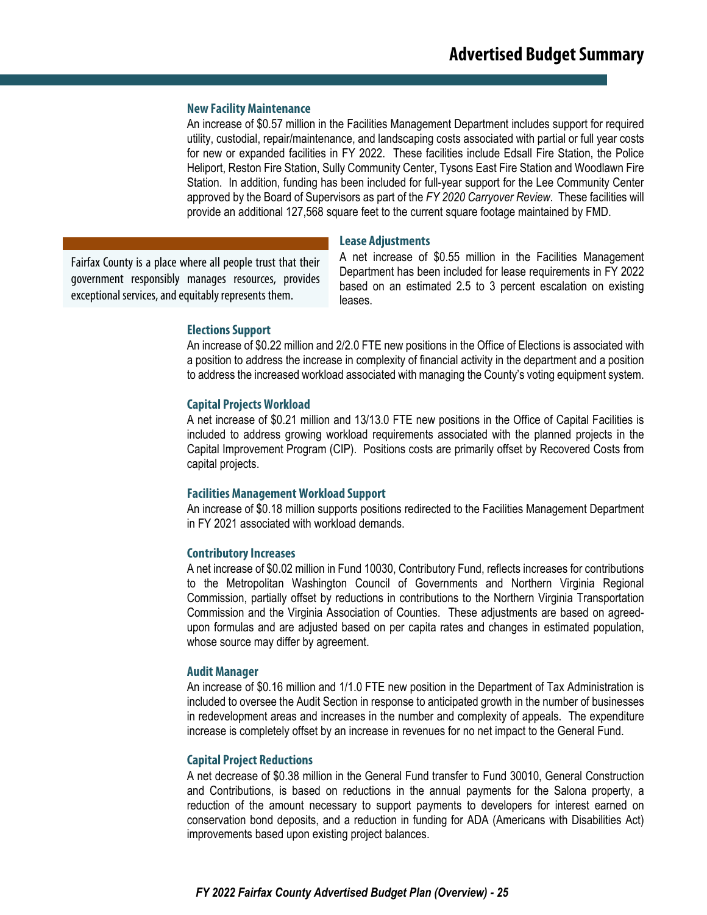### New Facility Maintenance

An increase of $0.57 million in the Facilities Management Department includes support for required utility, custodial, repair/maintenance, and landscaping costs associated with partial or full year costs for new or expanded facilities in FY 2022. These facilities include Edsall Fire Station, the Police Heliport, Reston Fire Station, Sully Community Center, Tysons East Fire Station and Woodlawn Fire Station. In addition, funding has been included for full-year support for the Lee Community Center approved by the Board of Supervisors as part of the *FY 2020 Carryover Review*. These facilities will provide an additional 127,568 square feet to the current square footage maintained by FMD.

> Fairfax County is a place where all people trust that their government responsibly manages resources, provides exceptional services, and equitably represents them.

### Lease Adjustments

A net increase of $0.55 million in the Facilities Management Department has been included for lease requirements in FY 2022 based on an estimated 2.5 to 3 percent escalation on existing leases.

### Elections Support

An increase of $0.22 million and 2/2.0 FTE new positions in the Office of Elections is associated with a position to address the increase in complexity of financial activity in the department and a position to address the increased workload associated with managing the County's voting equipment system.

### Capital Projects Workload

A net increase of $0.21 million and 13/13.0 FTE new positions in the Office of Capital Facilities is included to address growing workload requirements associated with the planned projects in the Capital Improvement Program (CIP). Positions costs are primarily offset by Recovered Costs from capital projects.

### Facilities Management Workload Support

An increase of $0.18 million supports positions redirected to the Facilities Management Department in FY 2021 associated with workload demands.

### Contributory Increases

A net increase of $0.02 million in Fund 10030, Contributory Fund, reflects increases for contributions to the Metropolitan Washington Council of Governments and Northern Virginia Regional Commission, partially offset by reductions in contributions to the Northern Virginia Transportation Commission and the Virginia Association of Counties. These adjustments are based on agreed-upon formulas and are adjusted based on per capita rates and changes in estimated population, whose source may differ by agreement.

### Audit Manager

An increase of $0.16 million and 1/1.0 FTE new position in the Department of Tax Administration is included to oversee the Audit Section in response to anticipated growth in the number of businesses in redevelopment areas and increases in the number and complexity of appeals. The expenditure increase is completely offset by an increase in revenues for no net impact to the General Fund.

### Capital Project Reductions

A net decrease of $0.38 million in the General Fund transfer to Fund 30010, General Construction and Contributions, is based on reductions in the annual payments for the Salona property, a reduction of the amount necessary to support payments to developers for interest earned on conservation bond deposits, and a reduction in funding for ADA (Americans with Disabilities Act) improvements based upon existing project balances.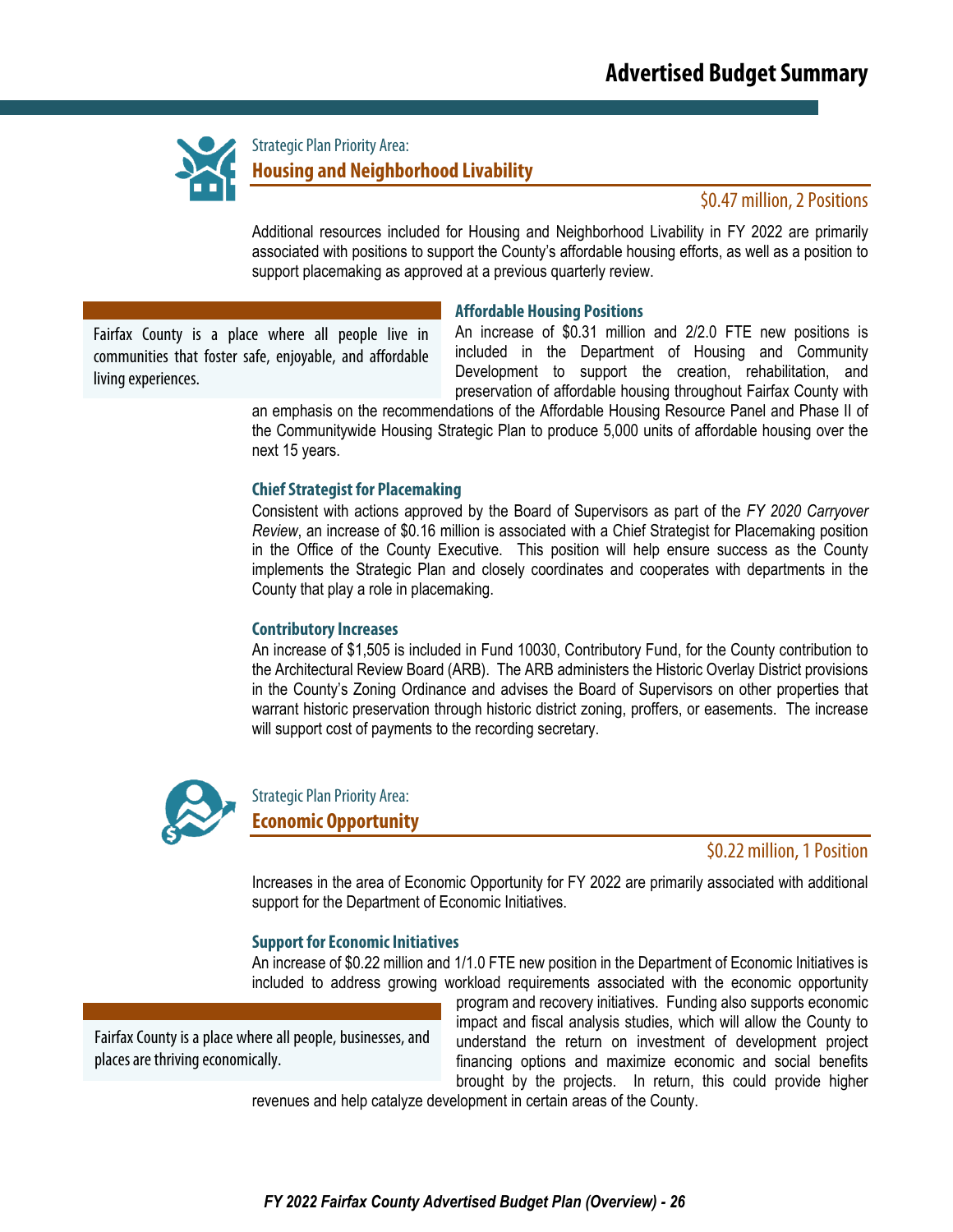Strategic Plan Priority Area:

## Housing and Neighborhood Livability

$0.47 million, 2 Positions

Additional resources included for Housing and Neighborhood Livability in FY 2022 are primarily associated with positions to support the County's affordable housing efforts, as well as a position to support placemaking as approved at a previous quarterly review.

> Fairfax County is a place where all people live in communities that foster safe, enjoyable, and affordable living experiences.

### Affordable Housing Positions

An increase of $0.31 million and 2/2.0 FTE new positions is included in the Department of Housing and Community Development to support the creation, rehabilitation, and preservation of affordable housing throughout Fairfax County with an emphasis on the recommendations of the Affordable Housing Resource Panel and Phase II of the Communitywide Housing Strategic Plan to produce 5,000 units of affordable housing over the next 15 years.

### Chief Strategist for Placemaking

Consistent with actions approved by the Board of Supervisors as part of the *FY 2020 Carryover Review*, an increase of $0.16 million is associated with a Chief Strategist for Placemaking position in the Office of the County Executive. This position will help ensure success as the County implements the Strategic Plan and closely coordinates and cooperates with departments in the County that play a role in placemaking.

### Contributory Increases

An increase of $1,505 is included in Fund 10030, Contributory Fund, for the County contribution to the Architectural Review Board (ARB). The ARB administers the Historic Overlay District provisions in the County's Zoning Ordinance and advises the Board of Supervisors on other properties that warrant historic preservation through historic district zoning, proffers, or easements. The increase will support cost of payments to the recording secretary.

Strategic Plan Priority Area:

## Economic Opportunity

$0.22 million, 1 Position

Increases in the area of Economic Opportunity for FY 2022 are primarily associated with additional support for the Department of Economic Initiatives.

### Support for Economic Initiatives

An increase of $0.22 million and 1/1.0 FTE new position in the Department of Economic Initiatives is included to address growing workload requirements associated with the economic opportunity program and recovery initiatives. Funding also supports economic impact and fiscal analysis studies, which will allow the County to understand the return on investment of development project financing options and maximize economic and social benefits brought by the projects. In return, this could provide higher revenues and help catalyze development in certain areas of the County.

> Fairfax County is a place where all people, businesses, and places are thriving economically.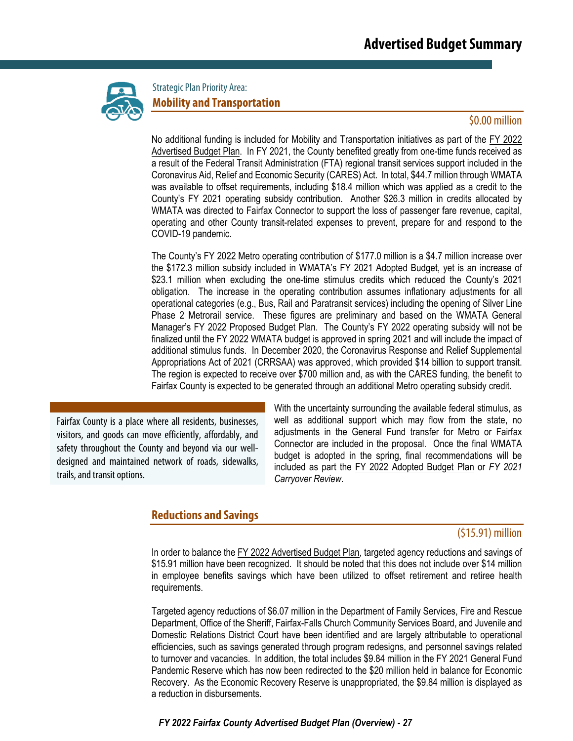Strategic Plan Priority Area:

## Mobility and Transportation

$0.00 million

No additional funding is included for Mobility and Transportation initiatives as part of the FY 2022 Advertised Budget Plan. In FY 2021, the County benefited greatly from one-time funds received as a result of the Federal Transit Administration (FTA) regional transit services support included in the Coronavirus Aid, Relief and Economic Security (CARES) Act. In total, $44.7 million through WMATA was available to offset requirements, including $18.4 million which was applied as a credit to the County's FY 2021 operating subsidy contribution. Another $26.3 million in credits allocated by WMATA was directed to Fairfax Connector to support the loss of passenger fare revenue, capital, operating and other County transit-related expenses to prevent, prepare for and respond to the COVID-19 pandemic.

The County's FY 2022 Metro operating contribution of $177.0 million is a $4.7 million increase over the $172.3 million subsidy included in WMATA's FY 2021 Adopted Budget, yet is an increase of $23.1 million when excluding the one-time stimulus credits which reduced the County's 2021 obligation. The increase in the operating contribution assumes inflationary adjustments for all operational categories (e.g., Bus, Rail and Paratransit services) including the opening of Silver Line Phase 2 Metrorail service. These figures are preliminary and based on the WMATA General Manager's FY 2022 Proposed Budget Plan. The County's FY 2022 operating subsidy will not be finalized until the FY 2022 WMATA budget is approved in spring 2021 and will include the impact of additional stimulus funds. In December 2020, the Coronavirus Response and Relief Supplemental Appropriations Act of 2021 (CRRSAA) was approved, which provided $14 billion to support transit. The region is expected to receive over $700 million and, as with the CARES funding, the benefit to Fairfax County is expected to be generated through an additional Metro operating subsidy credit.

> Fairfax County is a place where all residents, businesses, visitors, and goods can move efficiently, affordably, and safety throughout the County and beyond via our well-designed and maintained network of roads, sidewalks, trails, and transit options.

With the uncertainty surrounding the available federal stimulus, as well as additional support which may flow from the state, no adjustments in the General Fund transfer for Metro or Fairfax Connector are included in the proposal. Once the final WMATA budget is adopted in the spring, final recommendations will be included as part the FY 2022 Adopted Budget Plan or *FY 2021 Carryover Review*.

## Reductions and Savings

($15.91) million

In order to balance the FY 2022 Advertised Budget Plan, targeted agency reductions and savings of $15.91 million have been recognized. It should be noted that this does not include over $14 million in employee benefits savings which have been utilized to offset retirement and retiree health requirements.

Targeted agency reductions of $6.07 million in the Department of Family Services, Fire and Rescue Department, Office of the Sheriff, Fairfax-Falls Church Community Services Board, and Juvenile and Domestic Relations District Court have been identified and are largely attributable to operational efficiencies, such as savings generated through program redesigns, and personnel savings related to turnover and vacancies. In addition, the total includes $9.84 million in the FY 2021 General Fund Pandemic Reserve which has now been redirected to the $20 million held in balance for Economic Recovery. As the Economic Recovery Reserve is unappropriated, the $9.84 million is displayed as a reduction in disbursements.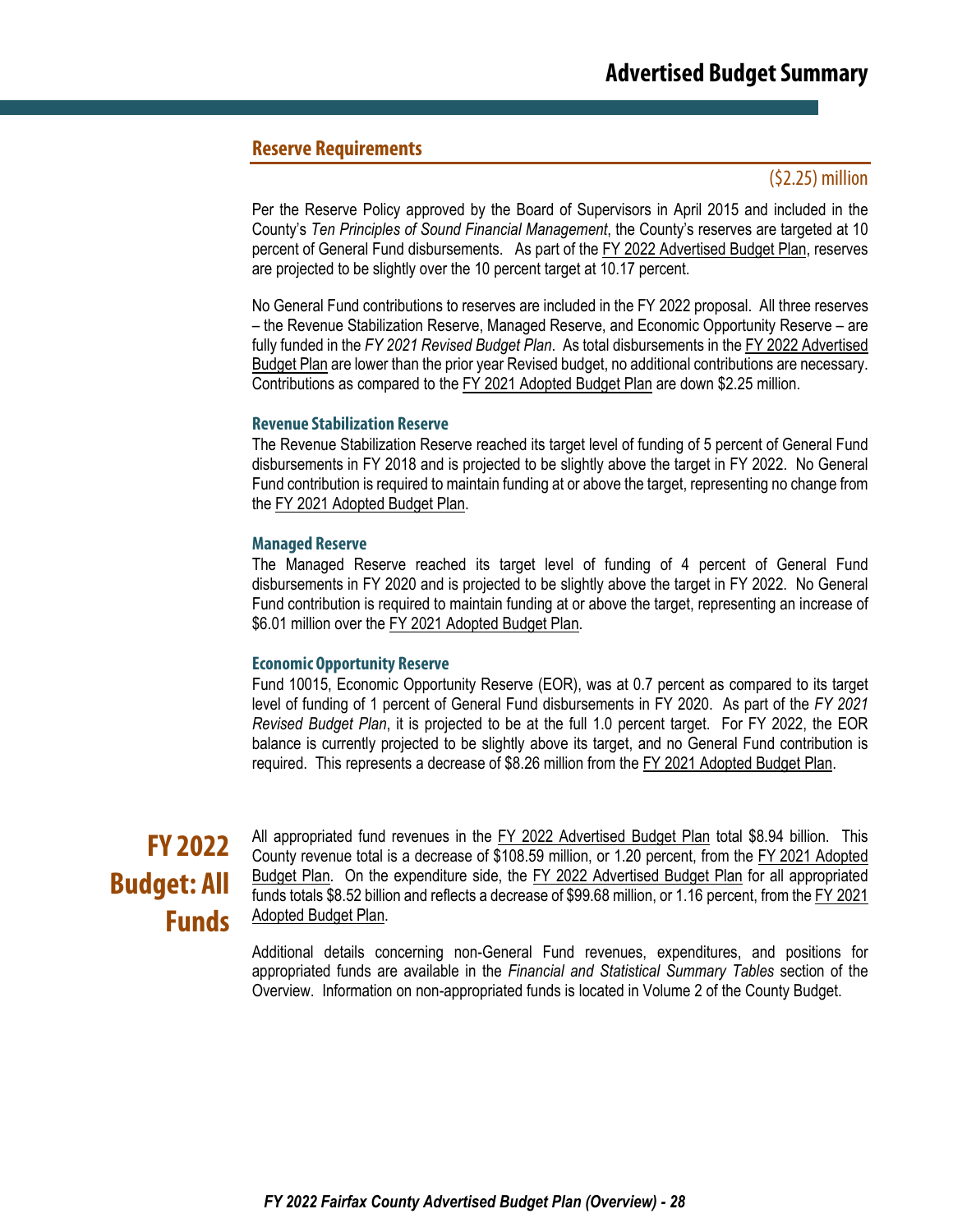## Reserve Requirements

($2.25) million

Per the Reserve Policy approved by the Board of Supervisors in April 2015 and included in the County's *Ten Principles of Sound Financial Management*, the County's reserves are targeted at 10 percent of General Fund disbursements. As part of the FY 2022 Advertised Budget Plan, reserves are projected to be slightly over the 10 percent target at 10.17 percent.

No General Fund contributions to reserves are included in the FY 2022 proposal. All three reserves – the Revenue Stabilization Reserve, Managed Reserve, and Economic Opportunity Reserve – are fully funded in the *FY 2021 Revised Budget Plan*. As total disbursements in the FY 2022 Advertised Budget Plan are lower than the prior year Revised budget, no additional contributions are necessary. Contributions as compared to the FY 2021 Adopted Budget Plan are down $2.25 million.

### Revenue Stabilization Reserve

The Revenue Stabilization Reserve reached its target level of funding of 5 percent of General Fund disbursements in FY 2018 and is projected to be slightly above the target in FY 2022. No General Fund contribution is required to maintain funding at or above the target, representing no change from the FY 2021 Adopted Budget Plan.

### Managed Reserve

The Managed Reserve reached its target level of funding of 4 percent of General Fund disbursements in FY 2020 and is projected to be slightly above the target in FY 2022. No General Fund contribution is required to maintain funding at or above the target, representing an increase of $6.01 million over the FY 2021 Adopted Budget Plan.

### Economic Opportunity Reserve

Fund 10015, Economic Opportunity Reserve (EOR), was at 0.7 percent as compared to its target level of funding of 1 percent of General Fund disbursements in FY 2020. As part of the *FY 2021 Revised Budget Plan*, it is projected to be at the full 1.0 percent target. For FY 2022, the EOR balance is currently projected to be slightly above its target, and no General Fund contribution is required. This represents a decrease of $8.26 million from the FY 2021 Adopted Budget Plan.

## FY 2022 Budget: All Funds

All appropriated fund revenues in the FY 2022 Advertised Budget Plan total $8.94 billion. This County revenue total is a decrease of $108.59 million, or 1.20 percent, from the FY 2021 Adopted Budget Plan. On the expenditure side, the FY 2022 Advertised Budget Plan for all appropriated funds totals $8.52 billion and reflects a decrease of $99.68 million, or 1.16 percent, from the FY 2021 Adopted Budget Plan.

Additional details concerning non-General Fund revenues, expenditures, and positions for appropriated funds are available in the *Financial and Statistical Summary Tables* section of the Overview. Information on non-appropriated funds is located in Volume 2 of the County Budget.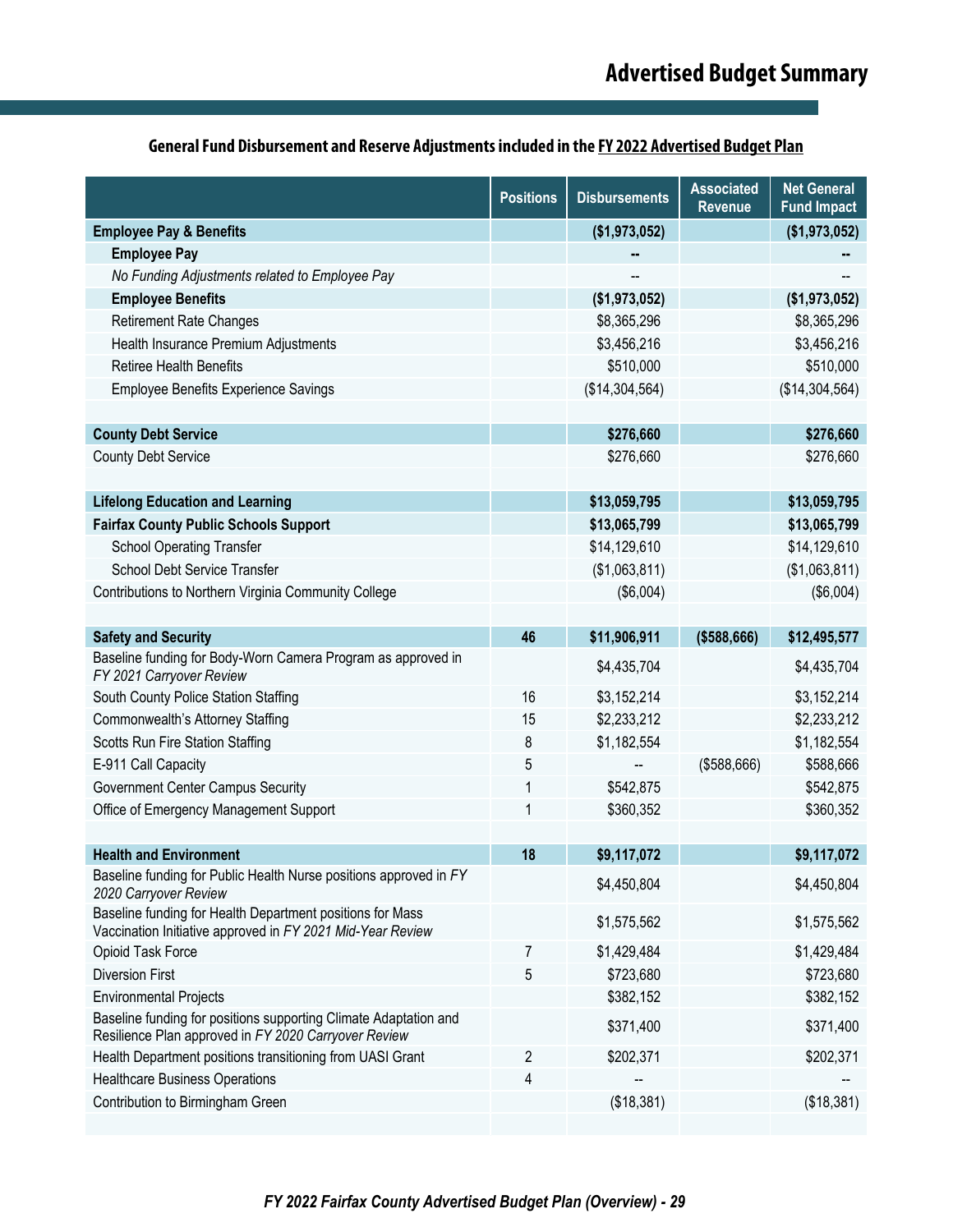## General Fund Disbursement and Reserve Adjustments included in the FY 2022 Advertised Budget Plan

| | Positions | Disbursements | Associated Revenue | Net General Fund Impact |
|---|---|---|---|---|
| **Employee Pay & Benefits** | | **($1,973,052)** | | **($1,973,052)** |
| **Employee Pay** | | **--** | | **--** |
| *No Funding Adjustments related to Employee Pay* | | -- | | -- |
| **Employee Benefits** | | **($1,973,052)** | | **($1,973,052)** |
| Retirement Rate Changes | | $8,365,296 | | $8,365,296 |
| Health Insurance Premium Adjustments | | $3,456,216 | | $3,456,216 |
| Retiree Health Benefits | | $510,000 | | $510,000 |
| Employee Benefits Experience Savings | | ($14,304,564) | | ($14,304,564) |
| | | | | |
| **County Debt Service** | | **$276,660** | | **$276,660** |
| County Debt Service | | $276,660 | | $276,660 |
| | | | | |
| **Lifelong Education and Learning** | | **$13,059,795** | | **$13,059,795** |
| **Fairfax County Public Schools Support** | | **$13,065,799** | | **$13,065,799** |
| School Operating Transfer | | $14,129,610 | | $14,129,610 |
| School Debt Service Transfer | | ($1,063,811) | | ($1,063,811) |
| Contributions to Northern Virginia Community College | | ($6,004) | | ($6,004) |
| | | | | |
| **Safety and Security** | **46** | **$11,906,911** | **($588,666)** | **$12,495,577** |
| Baseline funding for Body-Worn Camera Program as approved in *FY 2021 Carryover Review* | | $4,435,704 | | $4,435,704 |
| South County Police Station Staffing | 16 | $3,152,214 | | $3,152,214 |
| Commonwealth's Attorney Staffing | 15 | $2,233,212 | | $2,233,212 |
| Scotts Run Fire Station Staffing | 8 | $1,182,554 | | $1,182,554 |
| E-911 Call Capacity | 5 | -- | ($588,666) | $588,666 |
| Government Center Campus Security | 1 | $542,875 | | $542,875 |
| Office of Emergency Management Support | 1 | $360,352 | | $360,352 |
| | | | | |
| **Health and Environment** | **18** | **$9,117,072** | | **$9,117,072** |
| Baseline funding for Public Health Nurse positions approved in *FY 2020 Carryover Review* | | $4,450,804 | | $4,450,804 |
| Baseline funding for Health Department positions for Mass Vaccination Initiative approved in *FY 2021 Mid-Year Review* | | $1,575,562 | | $1,575,562 |
| Opioid Task Force | 7 | $1,429,484 | | $1,429,484 |
| Diversion First | 5 | $723,680 | | $723,680 |
| Environmental Projects | | $382,152 | | $382,152 |
| Baseline funding for positions supporting Climate Adaptation and Resilience Plan approved in *FY 2020 Carryover Review* | | $371,400 | | $371,400 |
| Health Department positions transitioning from UASI Grant | 2 | $202,371 | | $202,371 |
| Healthcare Business Operations | 4 | -- | | -- |
| Contribution to Birmingham Green | | ($18,381) | | ($18,381) |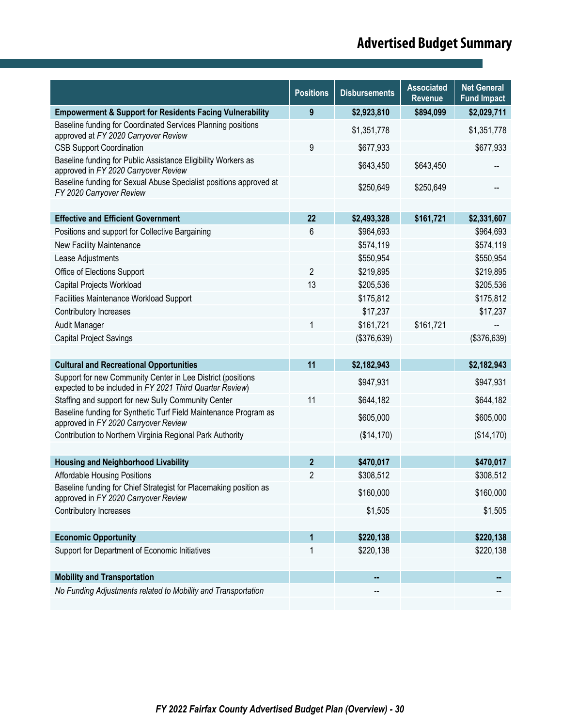# Advertised Budget Summary

| | Positions | Disbursements | Associated Revenue | Net General Fund Impact |
|---|---|---|---|---|
| **Empowerment & Support for Residents Facing Vulnerability** | **9** | **$2,923,810** | **$894,099** | **$2,029,711** |
| Baseline funding for Coordinated Services Planning positions approved at *FY 2020 Carryover Review* | | $1,351,778 | | $1,351,778 |
| CSB Support Coordination | 9 | $677,933 | | $677,933 |
| Baseline funding for Public Assistance Eligibility Workers as approved in *FY 2020 Carryover Review* | | $643,450 | $643,450 | -- |
| Baseline funding for Sexual Abuse Specialist positions approved at *FY 2020 Carryover Review* | | $250,649 | $250,649 | -- |
| | | | | |
| **Effective and Efficient Government** | **22** | **$2,493,328** | **$161,721** | **$2,331,607** |
| Positions and support for Collective Bargaining | 6 | $964,693 | | $964,693 |
| New Facility Maintenance | | $574,119 | | $574,119 |
| Lease Adjustments | | $550,954 | | $550,954 |
| Office of Elections Support | 2 | $219,895 | | $219,895 |
| Capital Projects Workload | 13 | $205,536 | | $205,536 |
| Facilities Maintenance Workload Support | | $175,812 | | $175,812 |
| Contributory Increases | | $17,237 | | $17,237 |
| Audit Manager | 1 | $161,721 | $161,721 | -- |
| Capital Project Savings | | ($376,639) | | ($376,639) |
| | | | | |
| **Cultural and Recreational Opportunities** | **11** | **$2,182,943** | | **$2,182,943** |
| Support for new Community Center in Lee District (positions expected to be included in *FY 2021 Third Quarter Review*) | | $947,931 | | $947,931 |
| Staffing and support for new Sully Community Center | 11 | $644,182 | | $644,182 |
| Baseline funding for Synthetic Turf Field Maintenance Program as approved in *FY 2020 Carryover Review* | | $605,000 | | $605,000 |
| Contribution to Northern Virginia Regional Park Authority | | ($14,170) | | ($14,170) |
| | | | | |
| **Housing and Neighborhood Livability** | **2** | **$470,017** | | **$470,017** |
| Affordable Housing Positions | 2 | $308,512 | | $308,512 |
| Baseline funding for Chief Strategist for Placemaking position as approved in *FY 2020 Carryover Review* | | $160,000 | | $160,000 |
| Contributory Increases | | $1,505 | | $1,505 |
| | | | | |
| **Economic Opportunity** | **1** | **$220,138** | | **$220,138** |
| Support for Department of Economic Initiatives | 1 | $220,138 | | $220,138 |
| | | | | |
| **Mobility and Transportation** | | **--** | | **--** |
| *No Funding Adjustments related to Mobility and Transportation* | | -- | | -- |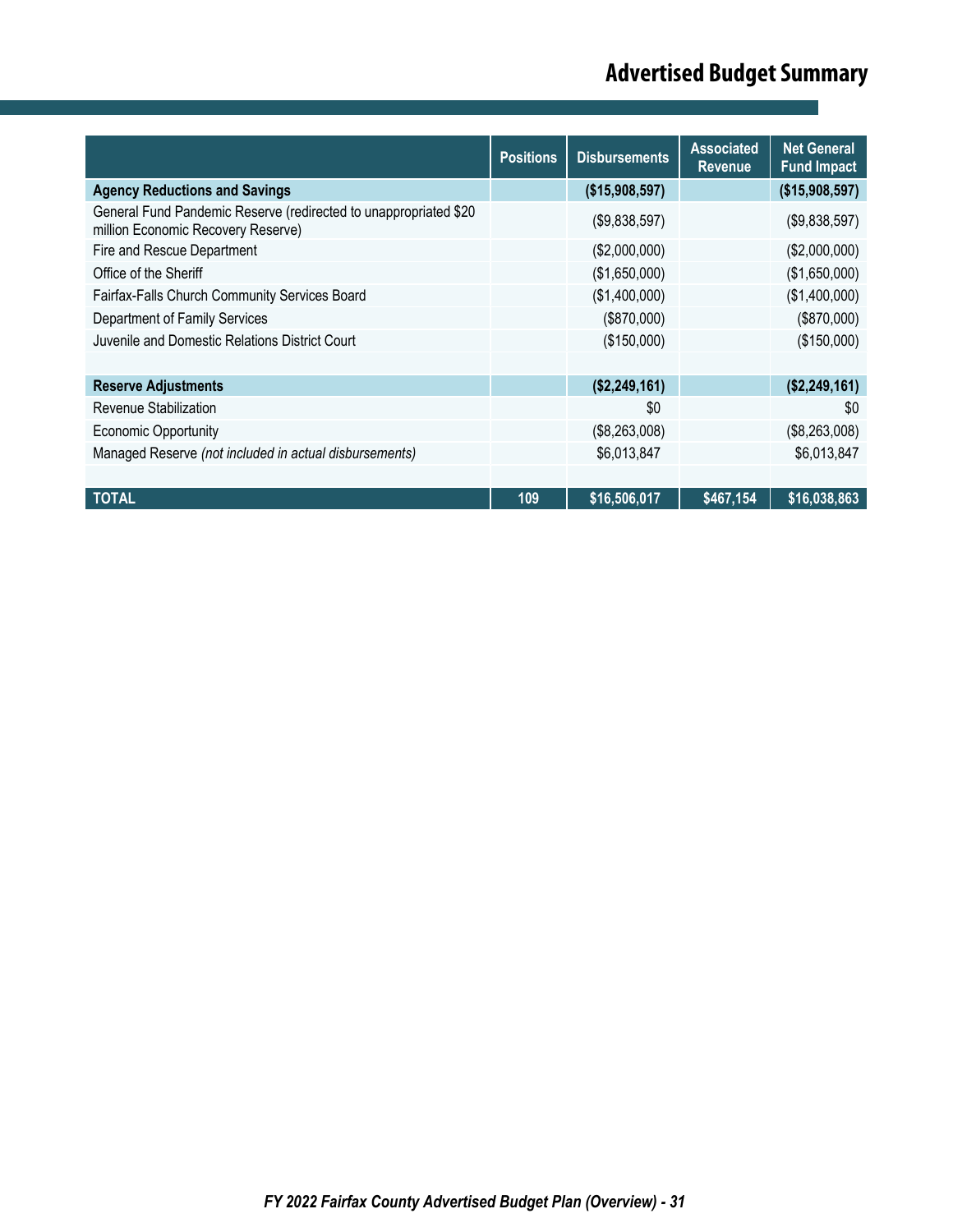# Advertised Budget Summary

| | Positions | Disbursements | Associated Revenue | Net General Fund Impact |
|---|---|---|---|---|
| **Agency Reductions and Savings** | | **($15,908,597)** | | **($15,908,597)** |
| General Fund Pandemic Reserve (redirected to unappropriated $20 million Economic Recovery Reserve) | | ($9,838,597) | | ($9,838,597) |
| Fire and Rescue Department | | ($2,000,000) | | ($2,000,000) |
| Office of the Sheriff | | ($1,650,000) | | ($1,650,000) |
| Fairfax-Falls Church Community Services Board | | ($1,400,000) | | ($1,400,000) |
| Department of Family Services | | ($870,000) | | ($870,000) |
| Juvenile and Domestic Relations District Court | | ($150,000) | | ($150,000) |
| | | | | |
| **Reserve Adjustments** | | **($2,249,161)** | | **($2,249,161)** |
| Revenue Stabilization | | $0 | | $0 |
| Economic Opportunity | | ($8,263,008) | | ($8,263,008) |
| Managed Reserve *(not included in actual disbursements)* | | $6,013,847 | | $6,013,847 |
| | | | | |
| **TOTAL** | **109** | **$16,506,017** | **$467,154** | **$16,038,863** |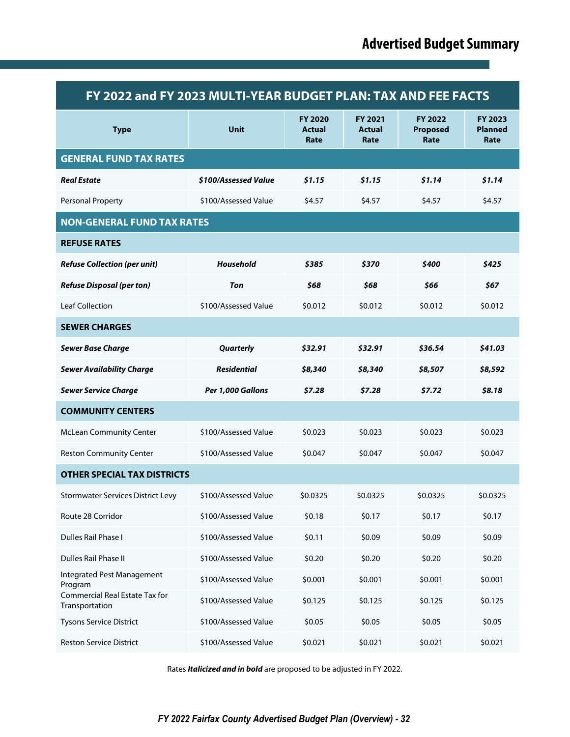# Advertised Budget Summary

| FY 2022 and FY 2023 MULTI-YEAR BUDGET PLAN: TAX AND FEE FACTS | | | | | |
|---|---|---|---|---|---|
| **Type** | **Unit** | **FY 2020 Actual Rate** | **FY 2021 Actual Rate** | **FY 2022 Proposed Rate** | **FY 2023 Planned Rate** |
| **GENERAL FUND TAX RATES** | | | | | |
| ***Real Estate*** | ***$100/Assessed Value*** | ***$1.15*** | ***$1.15*** | ***$1.14*** | ***$1.14*** |
| Personal Property | $100/Assessed Value | $4.57 | $4.57 | $4.57 | $4.57 |
| **NON-GENERAL FUND TAX RATES** | | | | | |
| **REFUSE RATES** | | | | | |
| ***Refuse Collection (per unit)*** | ***Household*** | ***$385*** | ***$370*** | ***$400*** | ***$425*** |
| ***Refuse Disposal (per ton)*** | ***Ton*** | ***$68*** | ***$68*** | ***$66*** | ***$67*** |
| Leaf Collection | $100/Assessed Value | $0.012 | $0.012 | $0.012 | $0.012 |
| **SEWER CHARGES** | | | | | |
| ***Sewer Base Charge*** | ***Quarterly*** | ***$32.91*** | ***$32.91*** | ***$36.54*** | ***$41.03*** |
| ***Sewer Availability Charge*** | ***Residential*** | ***$8,340*** | ***$8,340*** | ***$8,507*** | ***$8,592*** |
| ***Sewer Service Charge*** | ***Per 1,000 Gallons*** | ***$7.28*** | ***$7.28*** | ***$7.72*** | ***$8.18*** |
| **COMMUNITY CENTERS** | | | | | |
| McLean Community Center | $100/Assessed Value | $0.023 | $0.023 | $0.023 | $0.023 |
| Reston Community Center | $100/Assessed Value | $0.047 | $0.047 | $0.047 | $0.047 |
| **OTHER SPECIAL TAX DISTRICTS** | | | | | |
| Stormwater Services District Levy | $100/Assessed Value | $0.0325 | $0.0325 | $0.0325 | $0.0325 |
| Route 28 Corridor | $100/Assessed Value | $0.18 | $0.17 | $0.17 | $0.17 |
| Dulles Rail Phase I | $100/Assessed Value | $0.11 | $0.09 | $0.09 | $0.09 |
| Dulles Rail Phase II | $100/Assessed Value | $0.20 | $0.20 | $0.20 | $0.20 |
| Integrated Pest Management Program | $100/Assessed Value | $0.001 | $0.001 | $0.001 | $0.001 |
| Commercial Real Estate Tax for Transportation | $100/Assessed Value | $0.125 | $0.125 | $0.125 | $0.125 |
| Tysons Service District | $100/Assessed Value | $0.05 | $0.05 | $0.05 | $0.05 |
| Reston Service District | $100/Assessed Value | $0.021 | $0.021 | $0.021 | $0.021 |

Rates ***Italicized and in bold*** are proposed to be adjusted in FY 2022.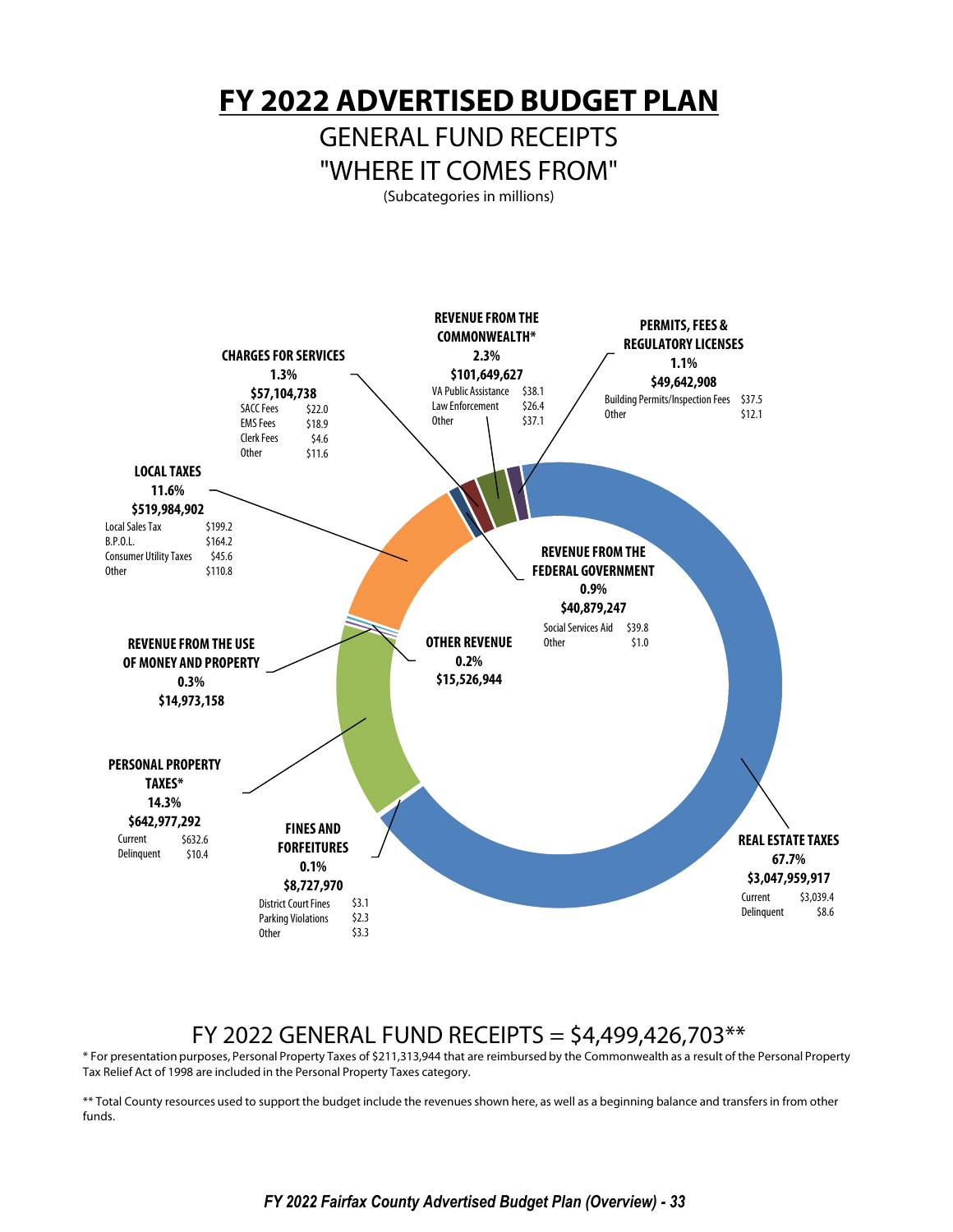# FY 2022 ADVERTISED BUDGET PLAN

## GENERAL FUND RECEIPTS
## "WHERE IT COMES FROM"

(Subcategories in millions)

**REVENUE FROM THE COMMONWEALTH***
**2.3%**
**$101,649,627**

| | |
|---|---|
| VA Public Assistance | $38.1 |
| Law Enforcement | $26.4 |
| Other | $37.1 |

**PERMITS, FEES & REGULATORY LICENSES**
**1.1%**
**$49,642,908**

| | |
|---|---|
| Building Permits/Inspection Fees | $37.5 |
| Other | $12.1 |

**CHARGES FOR SERVICES**
**1.3%**
**$57,104,738**

| | |
|---|---|
| SACC Fees | $22.0 |
| EMS Fees | $18.9 |
| Clerk Fees | $4.6 |
| Other | $11.6 |

**LOCAL TAXES**
**11.6%**
**$519,984,902**

| | |
|---|---|
| Local Sales Tax | $199.2 |
| B.P.O.L. | $164.2 |
| Consumer Utility Taxes | $45.6 |
| Other | $110.8 |

**REVENUE FROM THE FEDERAL GOVERNMENT**
**0.9%**
**$40,879,247**

| | |
|---|---|
| Social Services Aid | $39.8 |
| Other | $1.0 |

**REVENUE FROM THE USE OF MONEY AND PROPERTY**
**0.3%**
**$14,973,158**

**OTHER REVENUE**
**0.2%**
**$15,526,944**

**PERSONAL PROPERTY TAXES***
**14.3%**
**$642,977,292**

| | |
|---|---|
| Current | $632.6 |
| Delinquent | $10.4 |

**FINES AND FORFEITURES**
**0.1%**
**$8,727,970**

| | |
|---|---|
| District Court Fines | $3.1 |
| Parking Violations | $2.3 |
| Other | $3.3 |

**REAL ESTATE TAXES**
**67.7%**
**$3,047,959,917**

| | |
|---|---|
| Current | $3,039.4 |
| Delinquent | $8.6 |

## FY 2022 GENERAL FUND RECEIPTS = $4,499,426,703**

* For presentation purposes, Personal Property Taxes of $211,313,944 that are reimbursed by the Commonwealth as a result of the Personal Property Tax Relief Act of 1998 are included in the Personal Property Taxes category.

** Total County resources used to support the budget include the revenues shown here, as well as a beginning balance and transfers in from other funds.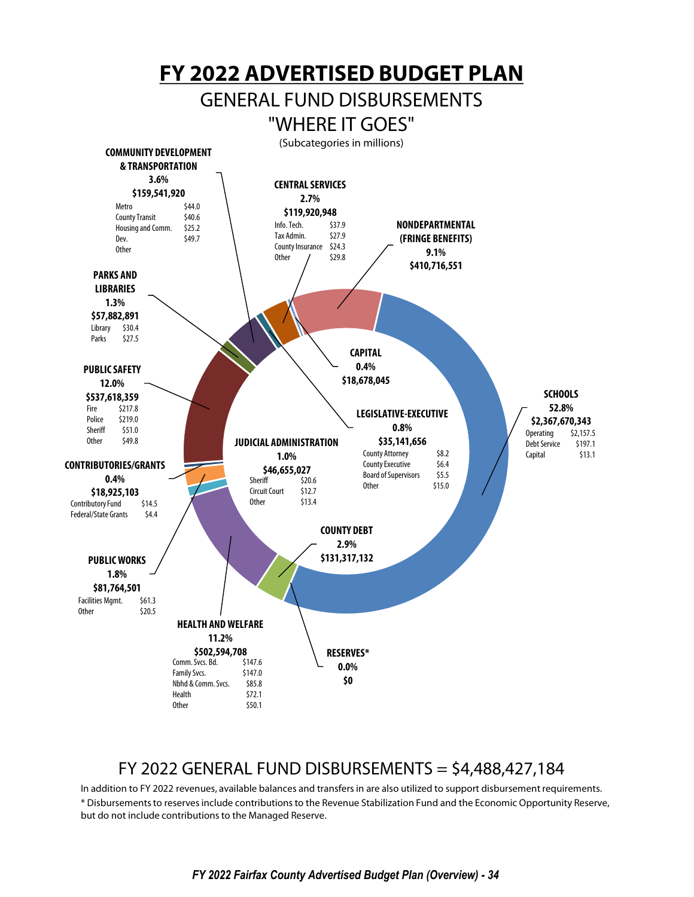# FY 2022 ADVERTISED BUDGET PLAN

## GENERAL FUND DISBURSEMENTS

## "WHERE IT GOES"

(Subcategories in millions)

**COMMUNITY DEVELOPMENT & TRANSPORTATION**
**3.6%**
**$159,541,920**

| | |
|---|---|
| Metro | $44.0 |
| County Transit | $40.6 |
| Housing and Comm. Dev. | $25.2 |
| Other | $49.7 |

**CENTRAL SERVICES**
**2.7%**
**$119,920,948**

| | |
|---|---|
| Info. Tech. | $37.9 |
| Tax Admin. | $27.9 |
| County Insurance | $24.3 |
| Other | $29.8 |

**NONDEPARTMENTAL (FRINGE BENEFITS)**
**9.1%**
**$410,716,551**

**PARKS AND LIBRARIES**
**1.3%**
**$57,882,891**

| | |
|---|---|
| Library | $30.4 |
| Parks | $27.5 |

**CAPITAL**
**0.4%**
**$18,678,045**

**PUBLIC SAFETY**
**12.0%**
**$537,618,359**

| | |
|---|---|
| Fire | $217.8 |
| Police | $219.0 |
| Sheriff | $51.0 |
| Other | $49.8 |

**LEGISLATIVE-EXECUTIVE**
**0.8%**
**$35,141,656**

| | |
|---|---|
| County Attorney | $8.2 |
| County Executive | $6.4 |
| Board of Supervisors | $5.5 |
| Other | $15.0 |

**SCHOOLS**
**52.8%**
**$2,367,670,343**

| | |
|---|---|
| Operating | $2,157.5 |
| Debt Service | $197.1 |
| Capital | $13.1 |

**JUDICIAL ADMINISTRATION**
**1.0%**
**$46,655,027**

| | |
|---|---|
| Sheriff | $20.6 |
| Circuit Court | $12.7 |
| Other | $13.4 |

**CONTRIBUTORIES/GRANTS**
**0.4%**
**$18,925,103**

| | |
|---|---|
| Contributory Fund | $14.5 |
| Federal/State Grants | $4.4 |

**COUNTY DEBT**
**2.9%**
**$131,317,132**

**PUBLIC WORKS**
**1.8%**
**$81,764,501**

| | |
|---|---|
| Facilities Mgmt. | $61.3 |
| Other | $20.5 |

**HEALTH AND WELFARE**
**11.2%**
**$502,594,708**

| | |
|---|---|
| Comm. Svcs. Bd. | $147.6 |
| Family Svcs. | $147.0 |
| Nbhd & Comm. Svcs. | $85.8 |
| Health | $72.1 |
| Other | $50.1 |

**RESERVES***
**0.0%**
**$0**

## FY 2022 GENERAL FUND DISBURSEMENTS = $4,488,427,184

In addition to FY 2022 revenues, available balances and transfers in are also utilized to support disbursement requirements.

* Disbursements to reserves include contributions to the Revenue Stabilization Fund and the Economic Opportunity Reserve, but do not include contributions to the Managed Reserve.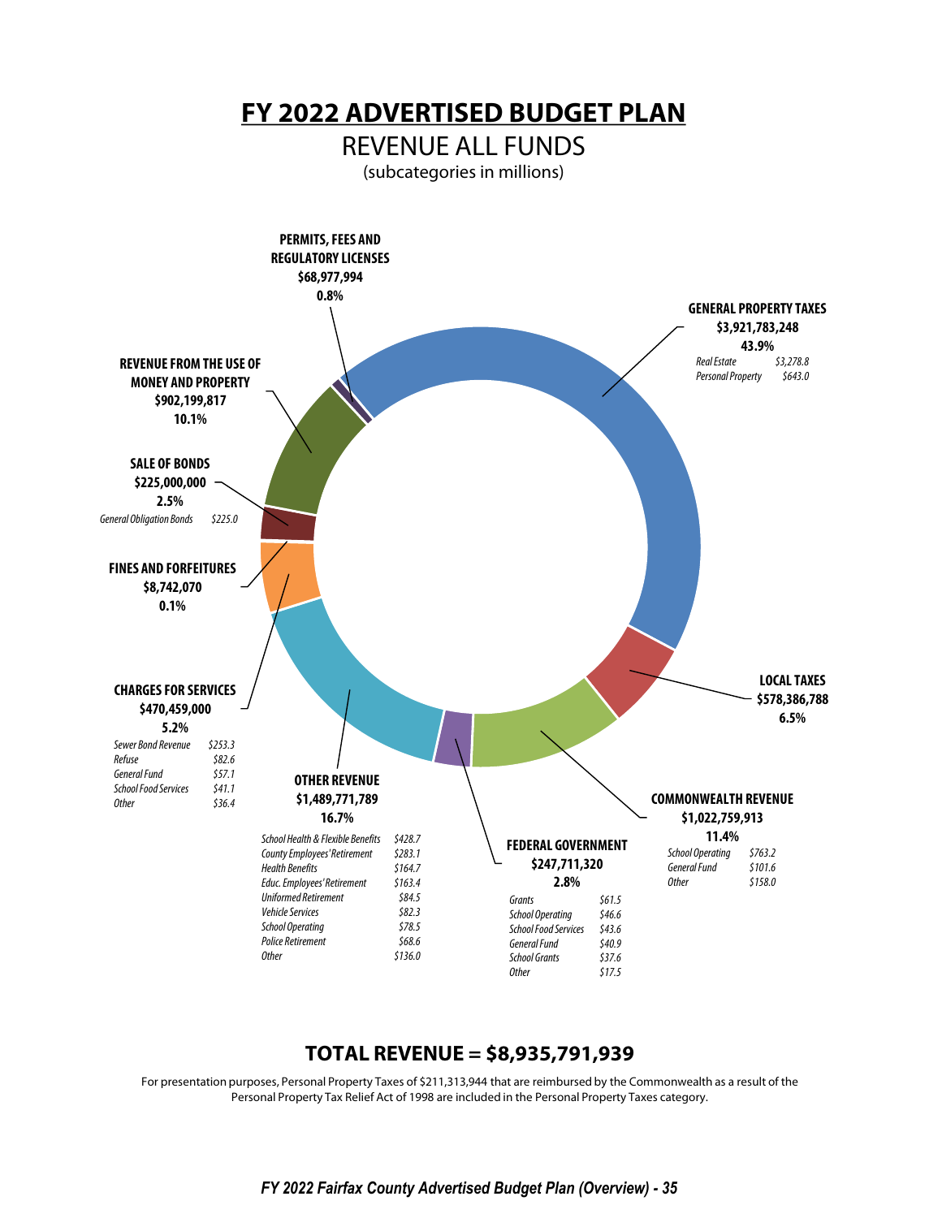# FY 2022 ADVERTISED BUDGET PLAN

## REVENUE ALL FUNDS

(subcategories in millions)

**PERMITS, FEES AND REGULATORY LICENSES**
**$68,977,994**
**0.8%**

**GENERAL PROPERTY TAXES**
**$3,921,783,248**
**43.9%**

| | |
|---|---|
| *Real Estate* | *$3,278.8* |
| *Personal Property* | *$643.0* |

**REVENUE FROM THE USE OF MONEY AND PROPERTY**
**$902,199,817**
**10.1%**

**SALE OF BONDS**
**$225,000,000**
**2.5%**

| | |
|---|---|
| *General Obligation Bonds* | *$225.0* |

**FINES AND FORFEITURES**
**$8,742,070**
**0.1%**

**LOCAL TAXES**
**$578,386,788**
**6.5%**

**CHARGES FOR SERVICES**
**$470,459,000**
**5.2%**

| | |
|---|---|
| *Sewer Bond Revenue* | *$253.3* |
| *Refuse* | *$82.6* |
| *General Fund* | *$57.1* |
| *School Food Services* | *$41.1* |
| *Other* | *$36.4* |

**OTHER REVENUE**
**$1,489,771,789**
**16.7%**

| | |
|---|---|
| *School Health & Flexible Benefits* | *$428.7* |
| *County Employees' Retirement* | *$283.1* |
| *Health Benefits* | *$164.7* |
| *Educ. Employees' Retirement* | *$163.4* |
| *Uniformed Retirement* | *$84.5* |
| *Vehicle Services* | *$82.3* |
| *School Operating* | *$78.5* |
| *Police Retirement* | *$68.6* |
| *Other* | *$136.0* |

**COMMONWEALTH REVENUE**
**$1,022,759,913**
**11.4%**

| | |
|---|---|
| *School Operating* | *$763.2* |
| *General Fund* | *$101.6* |
| *Other* | *$158.0* |

**FEDERAL GOVERNMENT**
**$247,711,320**
**2.8%**

| | |
|---|---|
| *Grants* | *$61.5* |
| *School Operating* | *$46.6* |
| *School Food Services* | *$43.6* |
| *General Fund* | *$40.9* |
| *School Grants* | *$37.6* |
| *Other* | *$17.5* |

## TOTAL REVENUE = $8,935,791,939

For presentation purposes, Personal Property Taxes of $211,313,944 that are reimbursed by the Commonwealth as a result of the Personal Property Tax Relief Act of 1998 are included in the Personal Property Taxes category.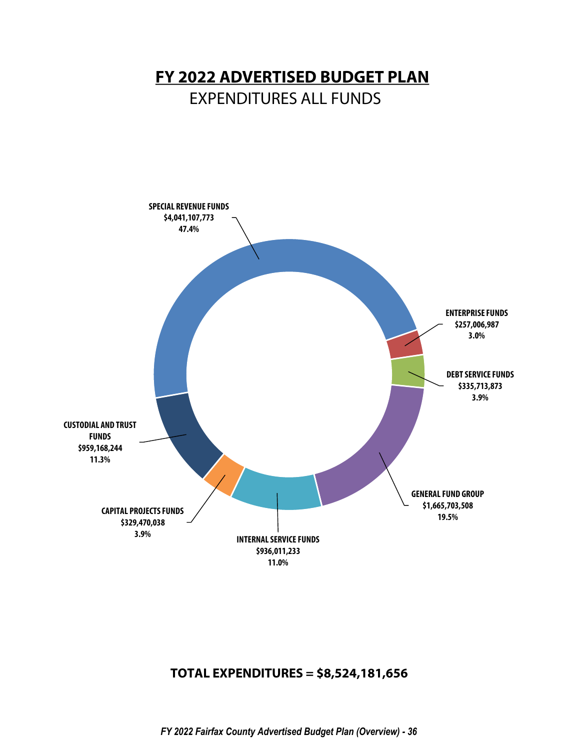# FY 2022 ADVERTISED BUDGET PLAN

## EXPENDITURES ALL FUNDS

SPECIAL REVENUE FUNDS
$4,041,107,773
47.4%

ENTERPRISE FUNDS
$257,006,987
3.0%

DEBT SERVICE FUNDS
$335,713,873
3.9%

CUSTODIAL AND TRUST FUNDS
$959,168,244
11.3%

GENERAL FUND GROUP
$1,665,703,508
19.5%

CAPITAL PROJECTS FUNDS
$329,470,038
3.9%

INTERNAL SERVICE FUNDS
$936,011,233
11.0%

**TOTAL EXPENDITURES = $8,524,181,656**